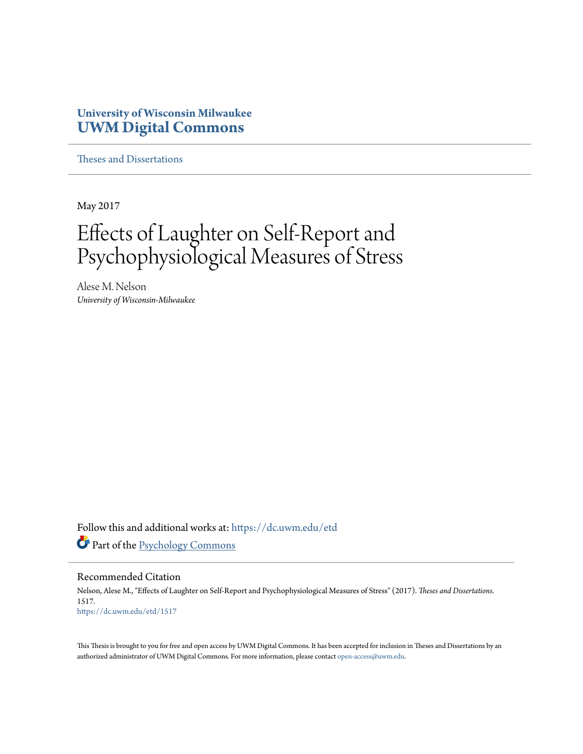**University of Wisconsin Milwaukee**
**UWM Digital Commons**

Theses and Dissertations

May 2017

# Effects of Laughter on Self-Report and Psychophysiological Measures of Stress

Alese M. Nelson
*University of Wisconsin-Milwaukee*

Follow this and additional works at: https://dc.uwm.edu/etd

Part of the Psychology Commons

## Recommended Citation

Nelson, Alese M., "Effects of Laughter on Self-Report and Psychophysiological Measures of Stress" (2017). *Theses and Dissertations*. 1517.
https://dc.uwm.edu/etd/1517

This Thesis is brought to you for free and open access by UWM Digital Commons. It has been accepted for inclusion in Theses and Dissertations by an authorized administrator of UWM Digital Commons. For more information, please contact open-access@uwm.edu.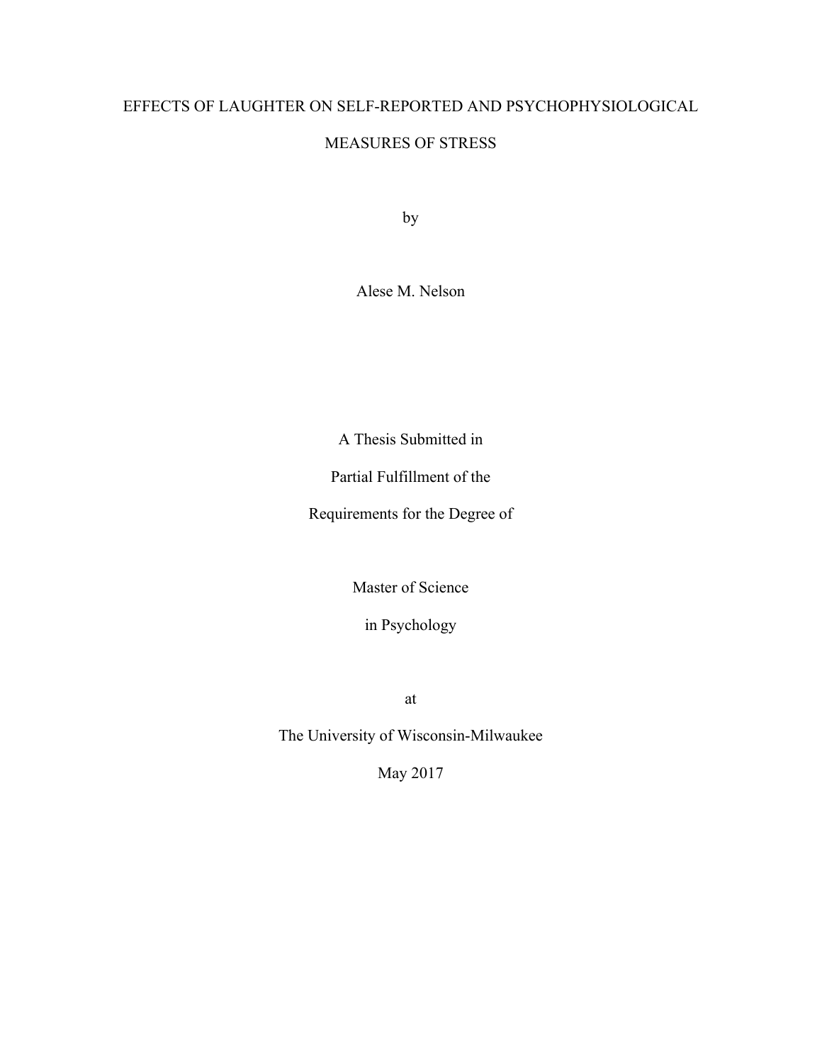# EFFECTS OF LAUGHTER ON SELF-REPORTED AND PSYCHOPHYSIOLOGICAL MEASURES OF STRESS

by

Alese M. Nelson

A Thesis Submitted in

Partial Fulfillment of the

Requirements for the Degree of

Master of Science

in Psychology

at

The University of Wisconsin-Milwaukee

May 2017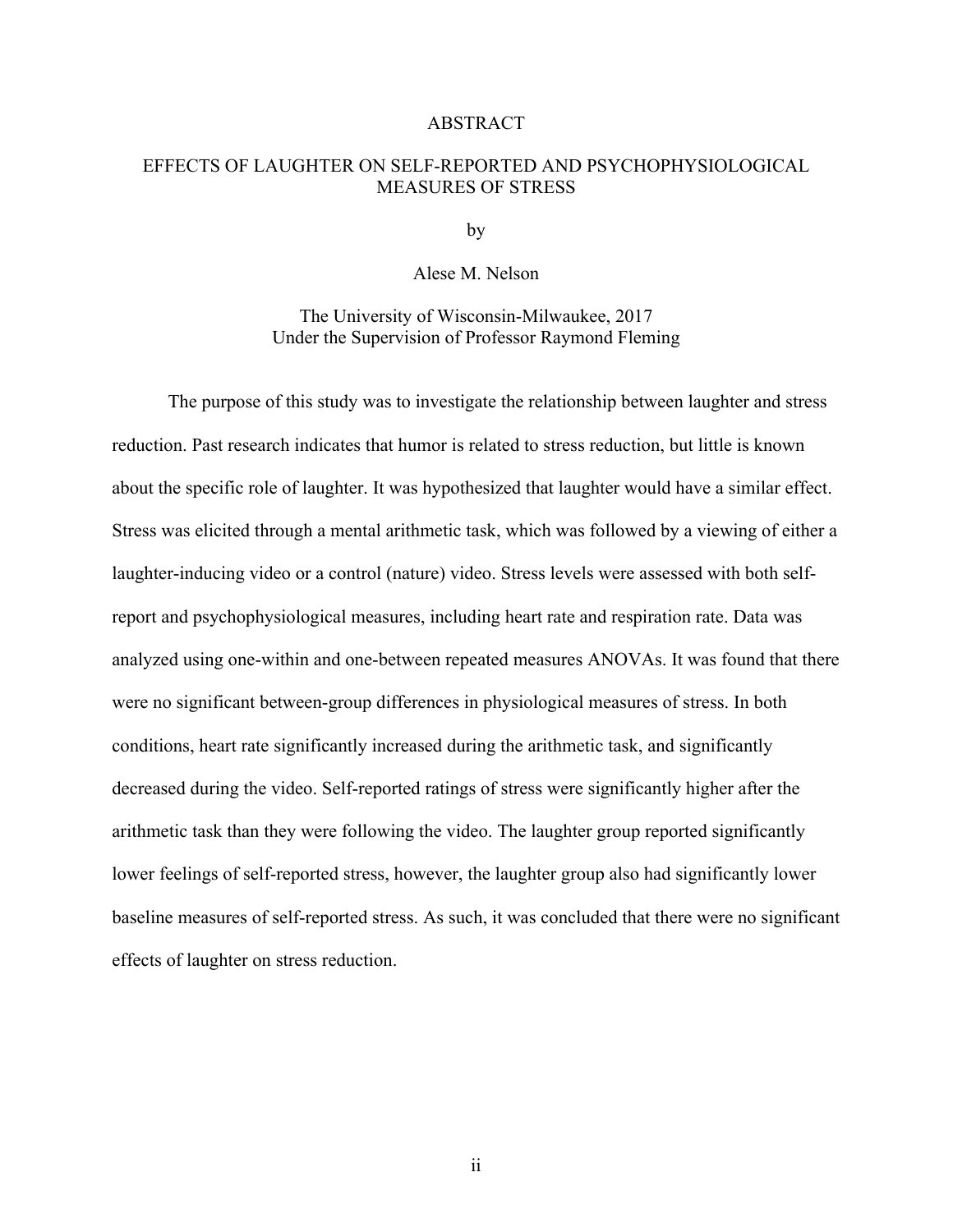# ABSTRACT

## EFFECTS OF LAUGHTER ON SELF-REPORTED AND PSYCHOPHYSIOLOGICAL MEASURES OF STRESS

by

Alese M. Nelson

The University of Wisconsin-Milwaukee, 2017
Under the Supervision of Professor Raymond Fleming

The purpose of this study was to investigate the relationship between laughter and stress reduction. Past research indicates that humor is related to stress reduction, but little is known about the specific role of laughter. It was hypothesized that laughter would have a similar effect. Stress was elicited through a mental arithmetic task, which was followed by a viewing of either a laughter-inducing video or a control (nature) video. Stress levels were assessed with both self-report and psychophysiological measures, including heart rate and respiration rate. Data was analyzed using one-within and one-between repeated measures ANOVAs. It was found that there were no significant between-group differences in physiological measures of stress. In both conditions, heart rate significantly increased during the arithmetic task, and significantly decreased during the video. Self-reported ratings of stress were significantly higher after the arithmetic task than they were following the video. The laughter group reported significantly lower feelings of self-reported stress, however, the laughter group also had significantly lower baseline measures of self-reported stress. As such, it was concluded that there were no significant effects of laughter on stress reduction.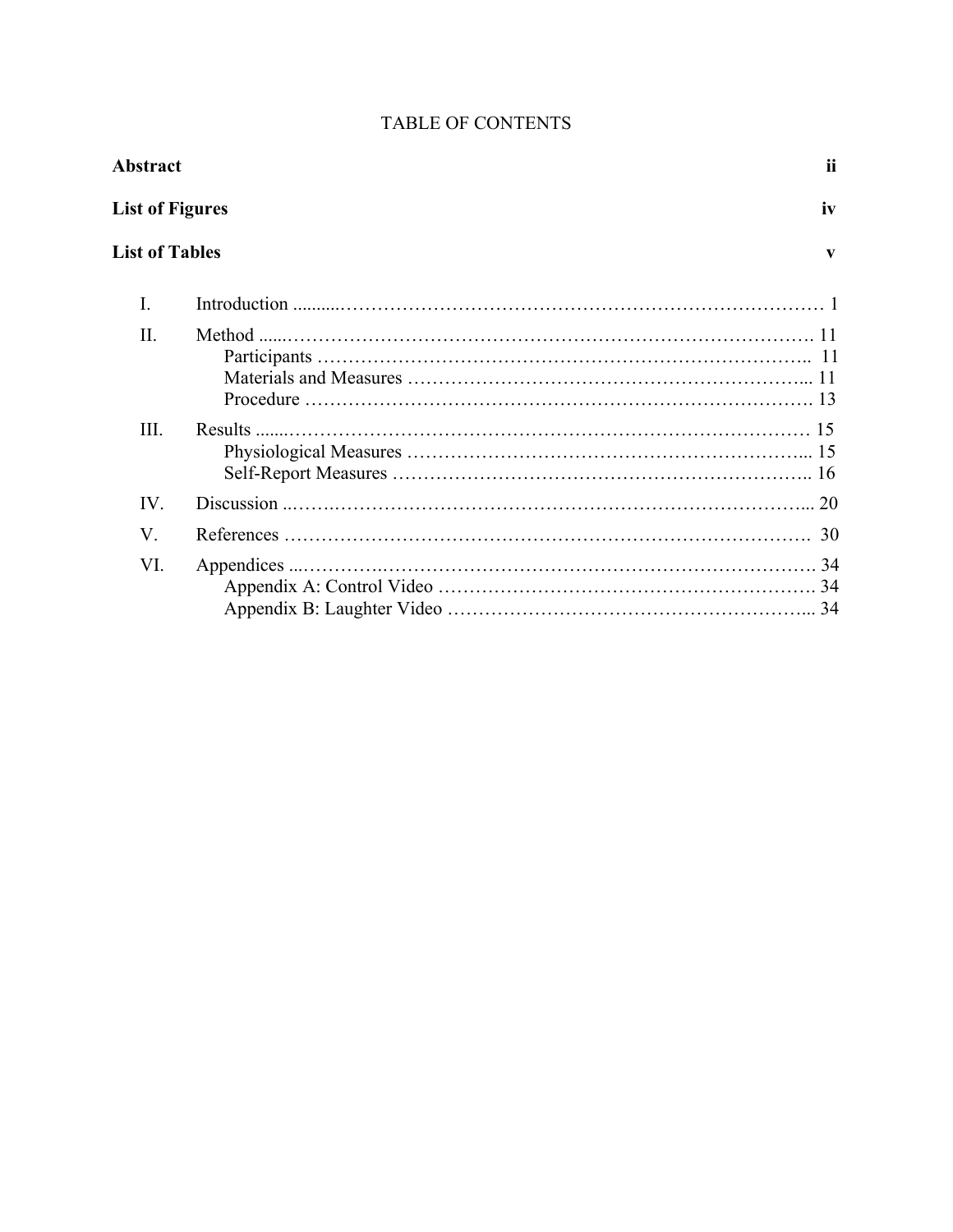# TABLE OF CONTENTS

**Abstract** ii

**List of Figures** iv

**List of Tables** v

I. Introduction .......... 1

II. Method ...... 11
  - Participants .......... 11
  - Materials and Measures .......... 11
  - Procedure .......... 13

III. Results ....... 15
  - Physiological Measures .......... 15
  - Self-Report Measures .......... 16

IV. Discussion .......... 20

V. References .......... 30

VI. Appendices .......... 34
  - Appendix A: Control Video .......... 34
  - Appendix B: Laughter Video .......... 34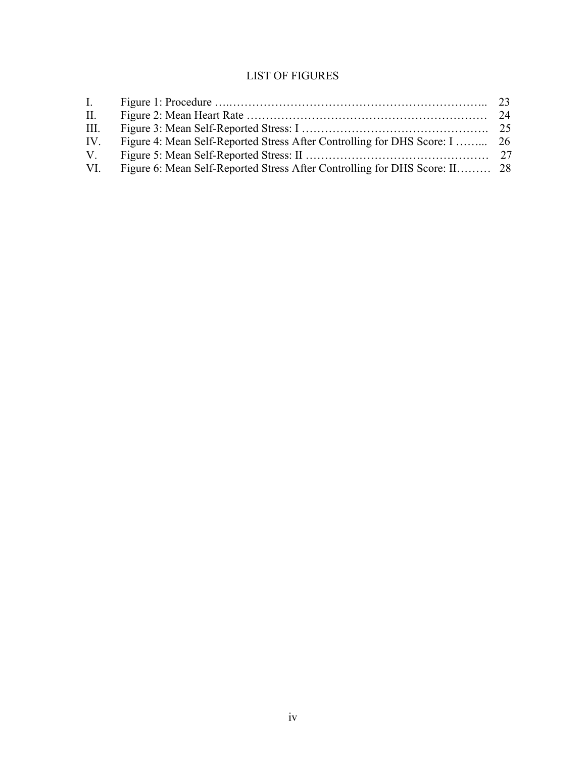# LIST OF FIGURES

I. Figure 1: Procedure …………………………………………………………….. 23
II. Figure 2: Mean Heart Rate ……………………………………………………… 24
III. Figure 3: Mean Self-Reported Stress: I ………………………………………… 25
IV. Figure 4: Mean Self-Reported Stress After Controlling for DHS Score: I …….... 26
V. Figure 5: Mean Self-Reported Stress: II ………………………………………… 27
VI. Figure 6: Mean Self-Reported Stress After Controlling for DHS Score: II……… 28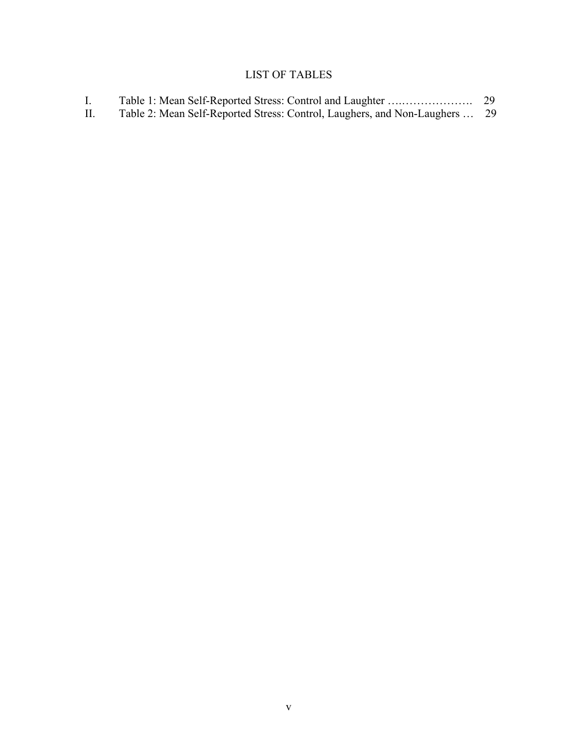# LIST OF TABLES

I. Table 1: Mean Self-Reported Stress: Control and Laughter …………………. 29

II. Table 2: Mean Self-Reported Stress: Control, Laughers, and Non-Laughers … 29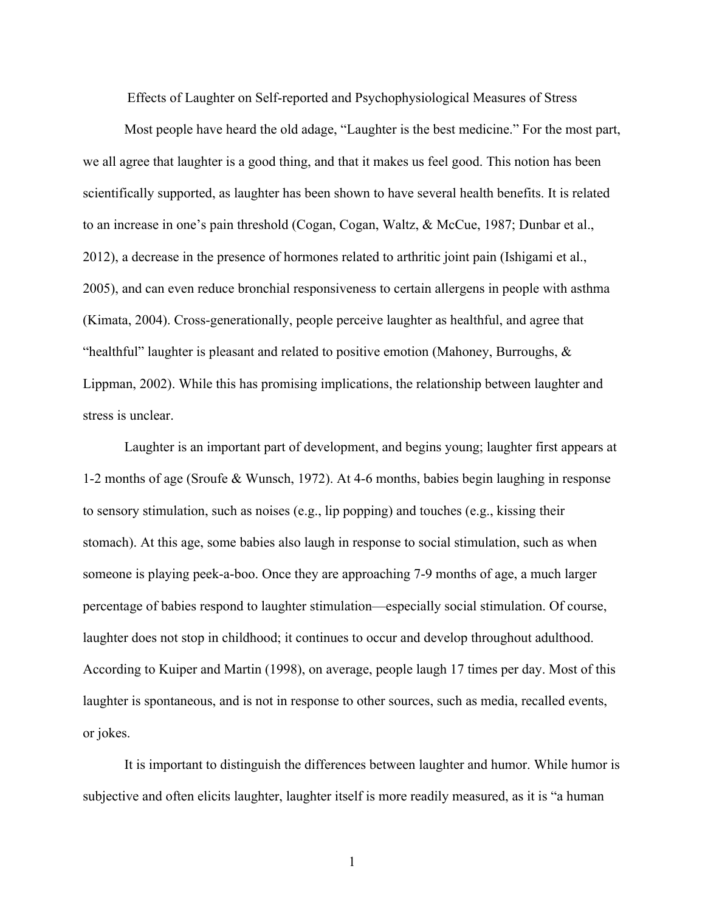# Effects of Laughter on Self-reported and Psychophysiological Measures of Stress

Most people have heard the old adage, "Laughter is the best medicine." For the most part, we all agree that laughter is a good thing, and that it makes us feel good. This notion has been scientifically supported, as laughter has been shown to have several health benefits. It is related to an increase in one's pain threshold (Cogan, Cogan, Waltz, & McCue, 1987; Dunbar et al., 2012), a decrease in the presence of hormones related to arthritic joint pain (Ishigami et al., 2005), and can even reduce bronchial responsiveness to certain allergens in people with asthma (Kimata, 2004). Cross-generationally, people perceive laughter as healthful, and agree that "healthful" laughter is pleasant and related to positive emotion (Mahoney, Burroughs, & Lippman, 2002). While this has promising implications, the relationship between laughter and stress is unclear.

Laughter is an important part of development, and begins young; laughter first appears at 1-2 months of age (Sroufe & Wunsch, 1972). At 4-6 months, babies begin laughing in response to sensory stimulation, such as noises (e.g., lip popping) and touches (e.g., kissing their stomach). At this age, some babies also laugh in response to social stimulation, such as when someone is playing peek-a-boo. Once they are approaching 7-9 months of age, a much larger percentage of babies respond to laughter stimulation—especially social stimulation. Of course, laughter does not stop in childhood; it continues to occur and develop throughout adulthood. According to Kuiper and Martin (1998), on average, people laugh 17 times per day. Most of this laughter is spontaneous, and is not in response to other sources, such as media, recalled events, or jokes.

It is important to distinguish the differences between laughter and humor. While humor is subjective and often elicits laughter, laughter itself is more readily measured, as it is "a human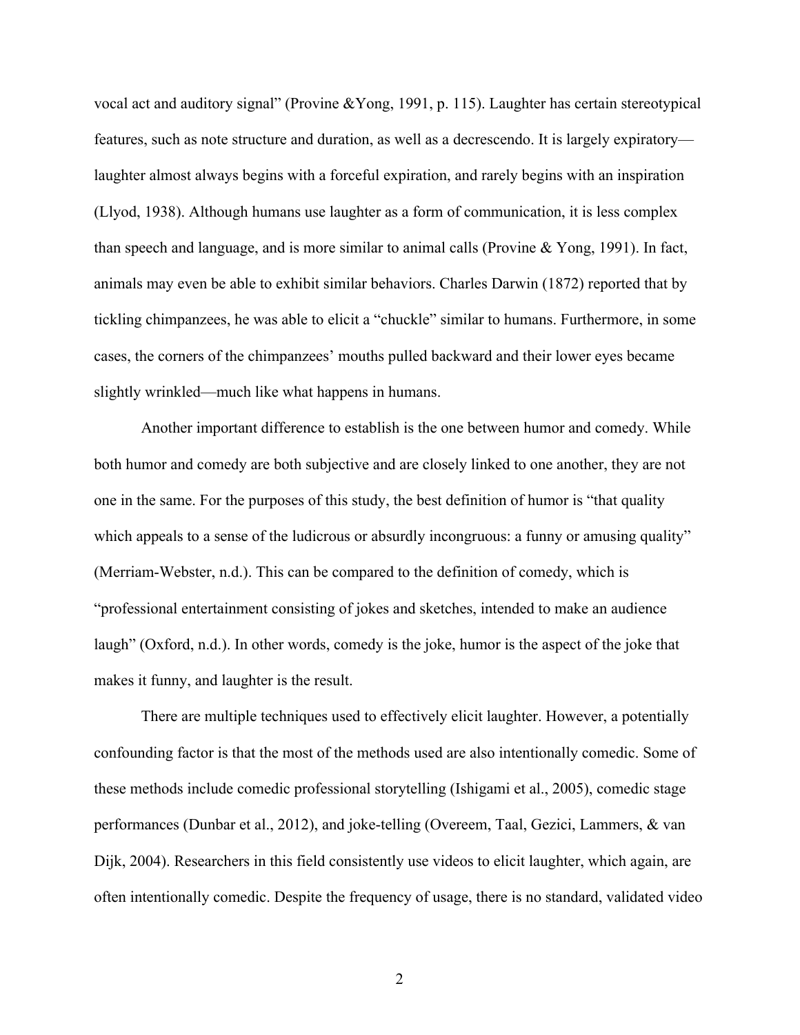vocal act and auditory signal" (Provine &Yong, 1991, p. 115). Laughter has certain stereotypical features, such as note structure and duration, as well as a decrescendo. It is largely expiratory—laughter almost always begins with a forceful expiration, and rarely begins with an inspiration (Llyod, 1938). Although humans use laughter as a form of communication, it is less complex than speech and language, and is more similar to animal calls (Provine & Yong, 1991). In fact, animals may even be able to exhibit similar behaviors. Charles Darwin (1872) reported that by tickling chimpanzees, he was able to elicit a "chuckle" similar to humans. Furthermore, in some cases, the corners of the chimpanzees' mouths pulled backward and their lower eyes became slightly wrinkled—much like what happens in humans.

Another important difference to establish is the one between humor and comedy. While both humor and comedy are both subjective and are closely linked to one another, they are not one in the same. For the purposes of this study, the best definition of humor is "that quality which appeals to a sense of the ludicrous or absurdly incongruous: a funny or amusing quality" (Merriam-Webster, n.d.). This can be compared to the definition of comedy, which is "professional entertainment consisting of jokes and sketches, intended to make an audience laugh" (Oxford, n.d.). In other words, comedy is the joke, humor is the aspect of the joke that makes it funny, and laughter is the result.

There are multiple techniques used to effectively elicit laughter. However, a potentially confounding factor is that the most of the methods used are also intentionally comedic. Some of these methods include comedic professional storytelling (Ishigami et al., 2005), comedic stage performances (Dunbar et al., 2012), and joke-telling (Overeem, Taal, Gezici, Lammers, & van Dijk, 2004). Researchers in this field consistently use videos to elicit laughter, which again, are often intentionally comedic. Despite the frequency of usage, there is no standard, validated video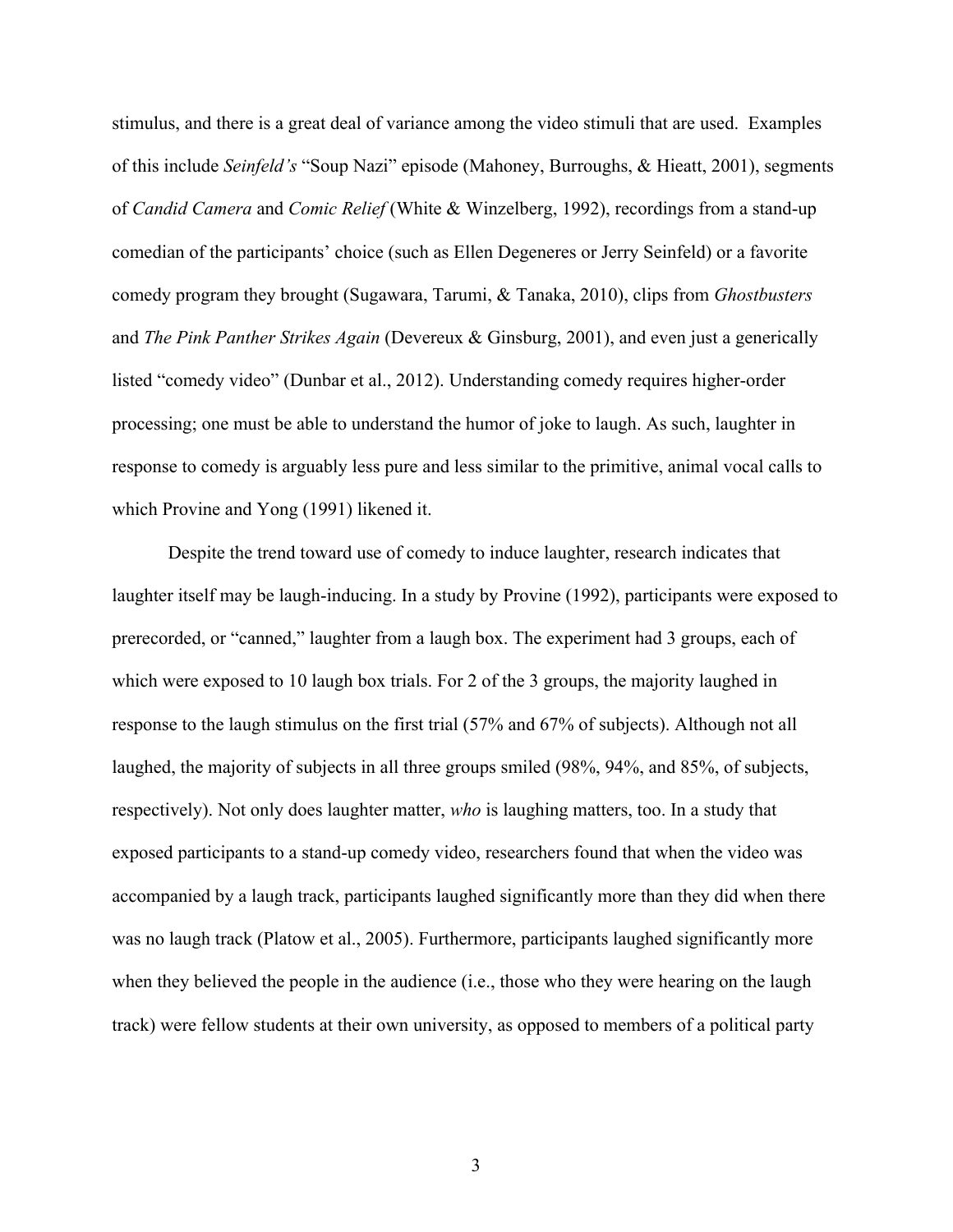stimulus, and there is a great deal of variance among the video stimuli that are used. Examples of this include *Seinfeld's* "Soup Nazi" episode (Mahoney, Burroughs, & Hieatt, 2001), segments of *Candid Camera* and *Comic Relief* (White & Winzelberg, 1992), recordings from a stand-up comedian of the participants' choice (such as Ellen Degeneres or Jerry Seinfeld) or a favorite comedy program they brought (Sugawara, Tarumi, & Tanaka, 2010), clips from *Ghostbusters* and *The Pink Panther Strikes Again* (Devereux & Ginsburg, 2001), and even just a generically listed "comedy video" (Dunbar et al., 2012). Understanding comedy requires higher-order processing; one must be able to understand the humor of joke to laugh. As such, laughter in response to comedy is arguably less pure and less similar to the primitive, animal vocal calls to which Provine and Yong (1991) likened it.

Despite the trend toward use of comedy to induce laughter, research indicates that laughter itself may be laugh-inducing. In a study by Provine (1992), participants were exposed to prerecorded, or "canned," laughter from a laugh box. The experiment had 3 groups, each of which were exposed to 10 laugh box trials. For 2 of the 3 groups, the majority laughed in response to the laugh stimulus on the first trial (57% and 67% of subjects). Although not all laughed, the majority of subjects in all three groups smiled (98%, 94%, and 85%, of subjects, respectively). Not only does laughter matter, *who* is laughing matters, too. In a study that exposed participants to a stand-up comedy video, researchers found that when the video was accompanied by a laugh track, participants laughed significantly more than they did when there was no laugh track (Platow et al., 2005). Furthermore, participants laughed significantly more when they believed the people in the audience (i.e., those who they were hearing on the laugh track) were fellow students at their own university, as opposed to members of a political party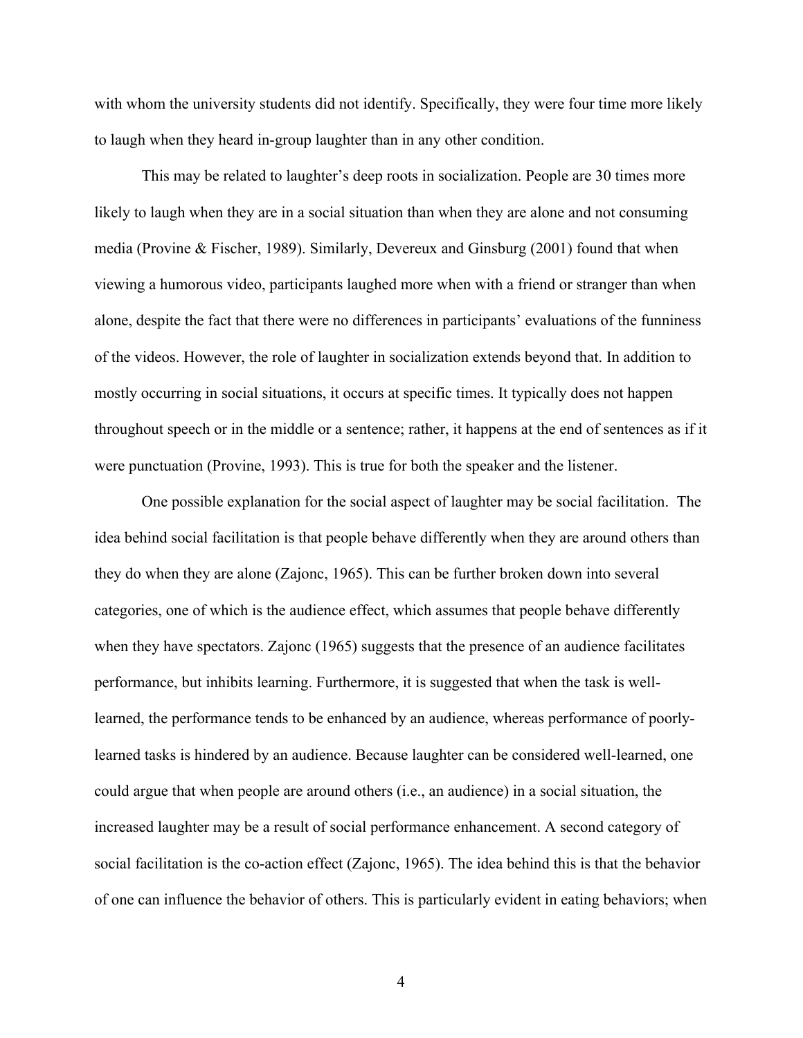with whom the university students did not identify. Specifically, they were four time more likely to laugh when they heard in-group laughter than in any other condition.

This may be related to laughter's deep roots in socialization. People are 30 times more likely to laugh when they are in a social situation than when they are alone and not consuming media (Provine & Fischer, 1989). Similarly, Devereux and Ginsburg (2001) found that when viewing a humorous video, participants laughed more when with a friend or stranger than when alone, despite the fact that there were no differences in participants' evaluations of the funniness of the videos. However, the role of laughter in socialization extends beyond that. In addition to mostly occurring in social situations, it occurs at specific times. It typically does not happen throughout speech or in the middle or a sentence; rather, it happens at the end of sentences as if it were punctuation (Provine, 1993). This is true for both the speaker and the listener.

One possible explanation for the social aspect of laughter may be social facilitation. The idea behind social facilitation is that people behave differently when they are around others than they do when they are alone (Zajonc, 1965). This can be further broken down into several categories, one of which is the audience effect, which assumes that people behave differently when they have spectators. Zajonc (1965) suggests that the presence of an audience facilitates performance, but inhibits learning. Furthermore, it is suggested that when the task is well-learned, the performance tends to be enhanced by an audience, whereas performance of poorly-learned tasks is hindered by an audience. Because laughter can be considered well-learned, one could argue that when people are around others (i.e., an audience) in a social situation, the increased laughter may be a result of social performance enhancement. A second category of social facilitation is the co-action effect (Zajonc, 1965). The idea behind this is that the behavior of one can influence the behavior of others. This is particularly evident in eating behaviors; when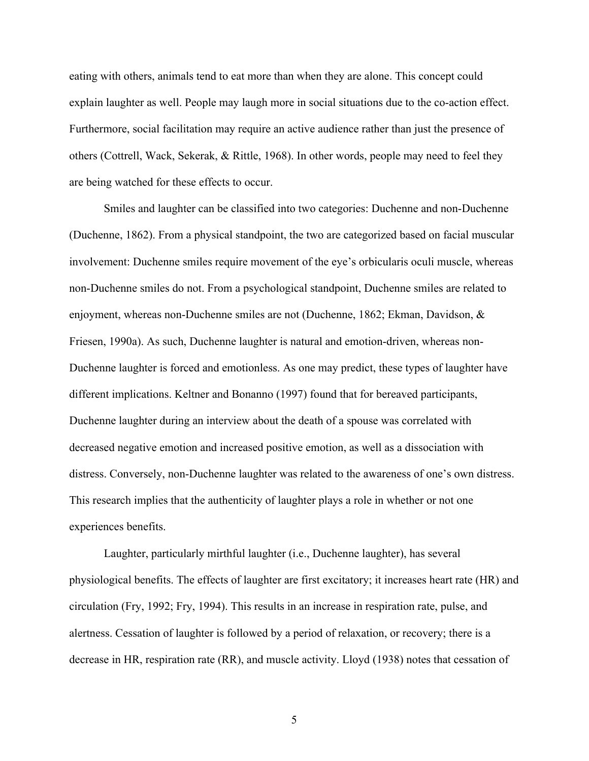eating with others, animals tend to eat more than when they are alone. This concept could explain laughter as well. People may laugh more in social situations due to the co-action effect. Furthermore, social facilitation may require an active audience rather than just the presence of others (Cottrell, Wack, Sekerak, & Rittle, 1968). In other words, people may need to feel they are being watched for these effects to occur.

Smiles and laughter can be classified into two categories: Duchenne and non-Duchenne (Duchenne, 1862). From a physical standpoint, the two are categorized based on facial muscular involvement: Duchenne smiles require movement of the eye's orbicularis oculi muscle, whereas non-Duchenne smiles do not. From a psychological standpoint, Duchenne smiles are related to enjoyment, whereas non-Duchenne smiles are not (Duchenne, 1862; Ekman, Davidson, & Friesen, 1990a). As such, Duchenne laughter is natural and emotion-driven, whereas non-Duchenne laughter is forced and emotionless. As one may predict, these types of laughter have different implications. Keltner and Bonanno (1997) found that for bereaved participants, Duchenne laughter during an interview about the death of a spouse was correlated with decreased negative emotion and increased positive emotion, as well as a dissociation with distress. Conversely, non-Duchenne laughter was related to the awareness of one's own distress. This research implies that the authenticity of laughter plays a role in whether or not one experiences benefits.

Laughter, particularly mirthful laughter (i.e., Duchenne laughter), has several physiological benefits. The effects of laughter are first excitatory; it increases heart rate (HR) and circulation (Fry, 1992; Fry, 1994). This results in an increase in respiration rate, pulse, and alertness. Cessation of laughter is followed by a period of relaxation, or recovery; there is a decrease in HR, respiration rate (RR), and muscle activity. Lloyd (1938) notes that cessation of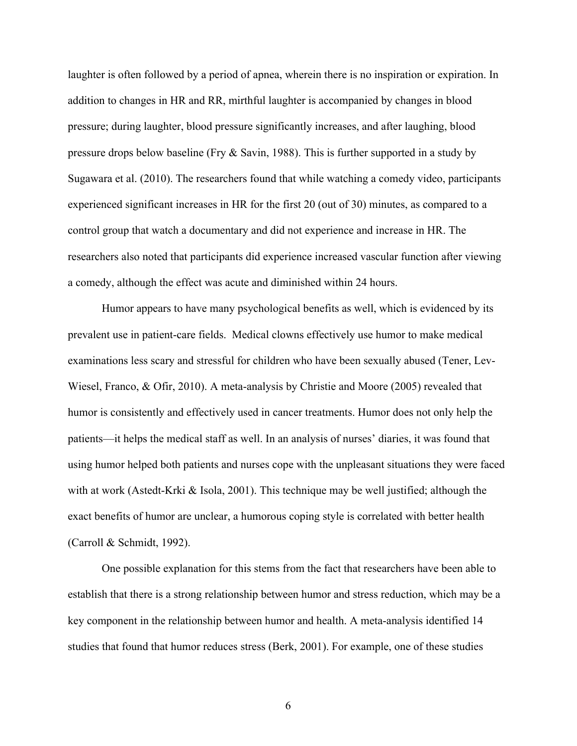laughter is often followed by a period of apnea, wherein there is no inspiration or expiration. In addition to changes in HR and RR, mirthful laughter is accompanied by changes in blood pressure; during laughter, blood pressure significantly increases, and after laughing, blood pressure drops below baseline (Fry & Savin, 1988). This is further supported in a study by Sugawara et al. (2010). The researchers found that while watching a comedy video, participants experienced significant increases in HR for the first 20 (out of 30) minutes, as compared to a control group that watch a documentary and did not experience and increase in HR. The researchers also noted that participants did experience increased vascular function after viewing a comedy, although the effect was acute and diminished within 24 hours.

Humor appears to have many psychological benefits as well, which is evidenced by its prevalent use in patient-care fields. Medical clowns effectively use humor to make medical examinations less scary and stressful for children who have been sexually abused (Tener, Lev-Wiesel, Franco, & Ofir, 2010). A meta-analysis by Christie and Moore (2005) revealed that humor is consistently and effectively used in cancer treatments. Humor does not only help the patients—it helps the medical staff as well. In an analysis of nurses' diaries, it was found that using humor helped both patients and nurses cope with the unpleasant situations they were faced with at work (Astedt-Krki & Isola, 2001). This technique may be well justified; although the exact benefits of humor are unclear, a humorous coping style is correlated with better health (Carroll & Schmidt, 1992).

One possible explanation for this stems from the fact that researchers have been able to establish that there is a strong relationship between humor and stress reduction, which may be a key component in the relationship between humor and health. A meta-analysis identified 14 studies that found that humor reduces stress (Berk, 2001). For example, one of these studies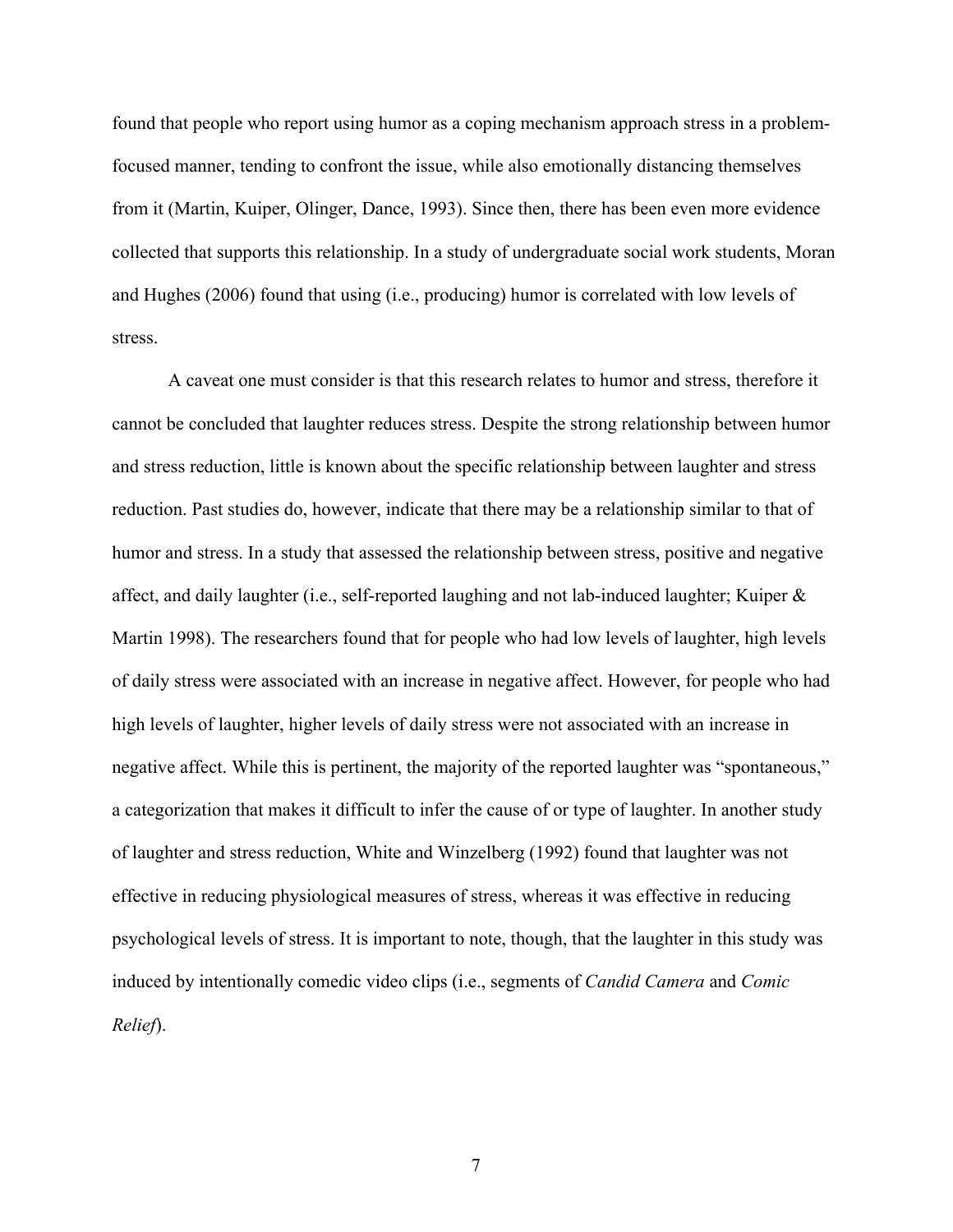found that people who report using humor as a coping mechanism approach stress in a problem-focused manner, tending to confront the issue, while also emotionally distancing themselves from it (Martin, Kuiper, Olinger, Dance, 1993). Since then, there has been even more evidence collected that supports this relationship. In a study of undergraduate social work students, Moran and Hughes (2006) found that using (i.e., producing) humor is correlated with low levels of stress.

A caveat one must consider is that this research relates to humor and stress, therefore it cannot be concluded that laughter reduces stress. Despite the strong relationship between humor and stress reduction, little is known about the specific relationship between laughter and stress reduction. Past studies do, however, indicate that there may be a relationship similar to that of humor and stress. In a study that assessed the relationship between stress, positive and negative affect, and daily laughter (i.e., self-reported laughing and not lab-induced laughter; Kuiper & Martin 1998). The researchers found that for people who had low levels of laughter, high levels of daily stress were associated with an increase in negative affect. However, for people who had high levels of laughter, higher levels of daily stress were not associated with an increase in negative affect. While this is pertinent, the majority of the reported laughter was "spontaneous," a categorization that makes it difficult to infer the cause of or type of laughter. In another study of laughter and stress reduction, White and Winzelberg (1992) found that laughter was not effective in reducing physiological measures of stress, whereas it was effective in reducing psychological levels of stress. It is important to note, though, that the laughter in this study was induced by intentionally comedic video clips (i.e., segments of *Candid Camera* and *Comic Relief*).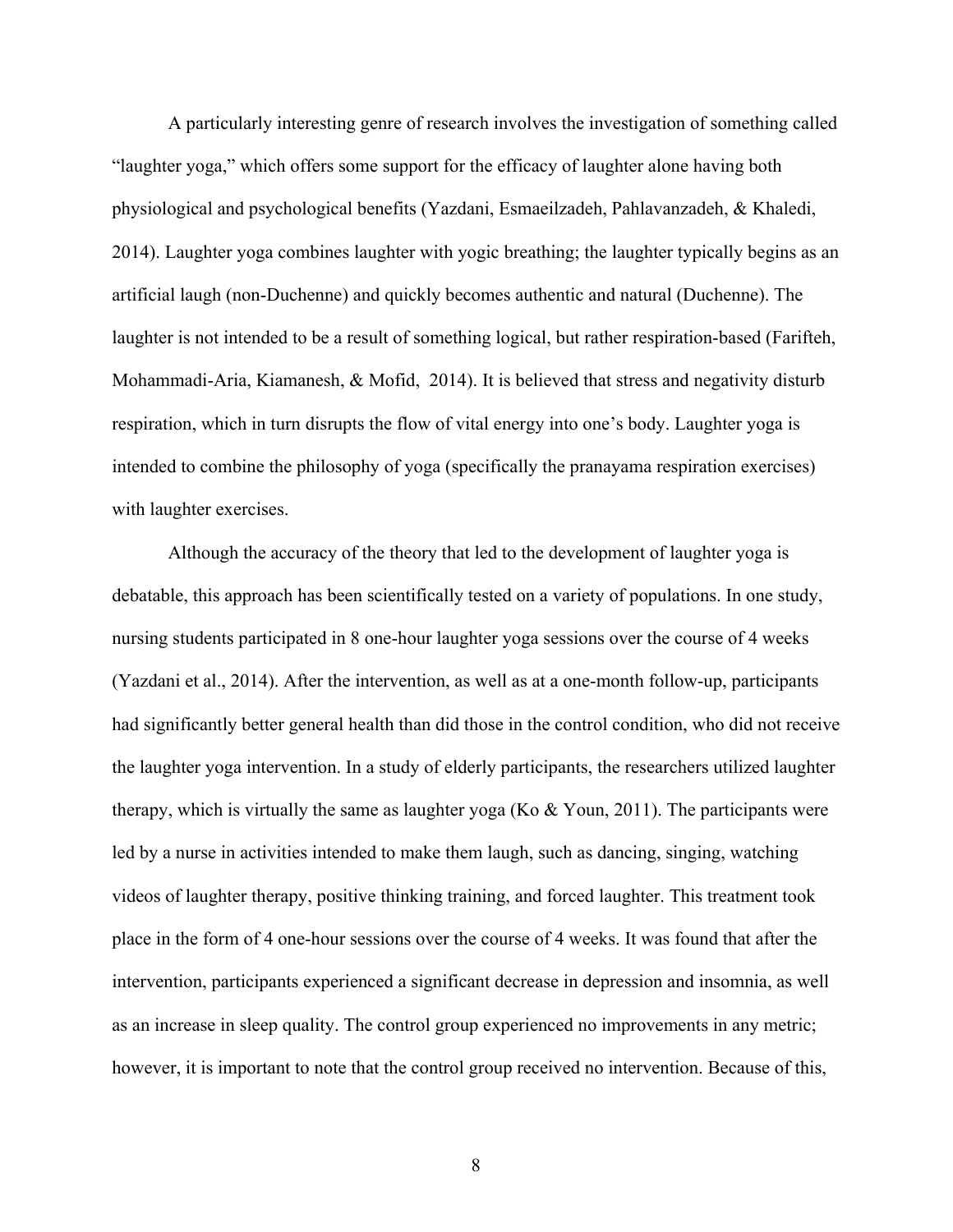A particularly interesting genre of research involves the investigation of something called "laughter yoga," which offers some support for the efficacy of laughter alone having both physiological and psychological benefits (Yazdani, Esmaeilzadeh, Pahlavanzadeh, & Khaledi, 2014). Laughter yoga combines laughter with yogic breathing; the laughter typically begins as an artificial laugh (non-Duchenne) and quickly becomes authentic and natural (Duchenne). The laughter is not intended to be a result of something logical, but rather respiration-based (Farifteh, Mohammadi-Aria, Kiamanesh, & Mofid, 2014). It is believed that stress and negativity disturb respiration, which in turn disrupts the flow of vital energy into one's body. Laughter yoga is intended to combine the philosophy of yoga (specifically the pranayama respiration exercises) with laughter exercises.

Although the accuracy of the theory that led to the development of laughter yoga is debatable, this approach has been scientifically tested on a variety of populations. In one study, nursing students participated in 8 one-hour laughter yoga sessions over the course of 4 weeks (Yazdani et al., 2014). After the intervention, as well as at a one-month follow-up, participants had significantly better general health than did those in the control condition, who did not receive the laughter yoga intervention. In a study of elderly participants, the researchers utilized laughter therapy, which is virtually the same as laughter yoga (Ko & Youn, 2011). The participants were led by a nurse in activities intended to make them laugh, such as dancing, singing, watching videos of laughter therapy, positive thinking training, and forced laughter. This treatment took place in the form of 4 one-hour sessions over the course of 4 weeks. It was found that after the intervention, participants experienced a significant decrease in depression and insomnia, as well as an increase in sleep quality. The control group experienced no improvements in any metric; however, it is important to note that the control group received no intervention. Because of this,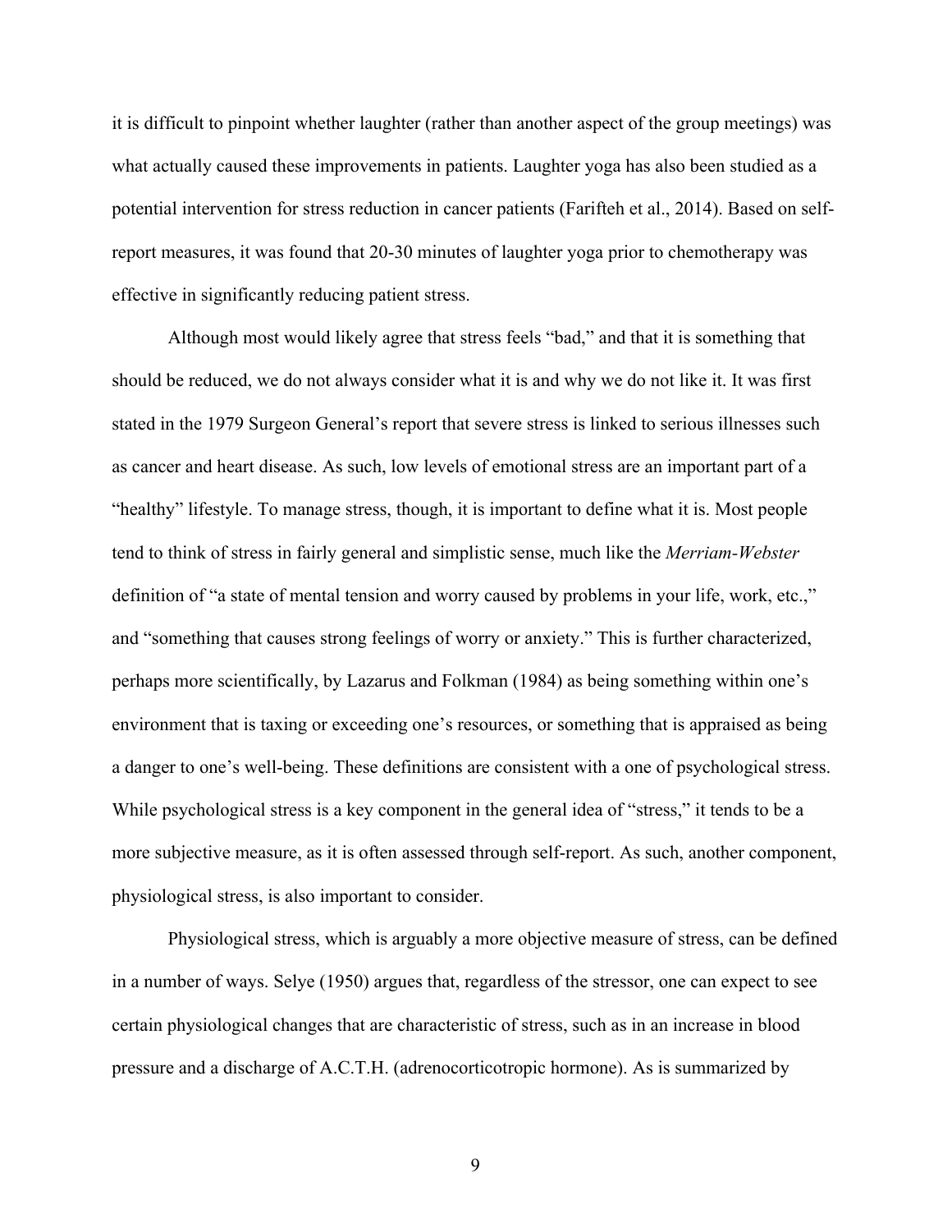it is difficult to pinpoint whether laughter (rather than another aspect of the group meetings) was what actually caused these improvements in patients. Laughter yoga has also been studied as a potential intervention for stress reduction in cancer patients (Farifteh et al., 2014). Based on self-report measures, it was found that 20-30 minutes of laughter yoga prior to chemotherapy was effective in significantly reducing patient stress.

Although most would likely agree that stress feels "bad," and that it is something that should be reduced, we do not always consider what it is and why we do not like it. It was first stated in the 1979 Surgeon General's report that severe stress is linked to serious illnesses such as cancer and heart disease. As such, low levels of emotional stress are an important part of a "healthy" lifestyle. To manage stress, though, it is important to define what it is. Most people tend to think of stress in fairly general and simplistic sense, much like the *Merriam-Webster* definition of "a state of mental tension and worry caused by problems in your life, work, etc.," and "something that causes strong feelings of worry or anxiety." This is further characterized, perhaps more scientifically, by Lazarus and Folkman (1984) as being something within one's environment that is taxing or exceeding one's resources, or something that is appraised as being a danger to one's well-being. These definitions are consistent with a one of psychological stress. While psychological stress is a key component in the general idea of "stress," it tends to be a more subjective measure, as it is often assessed through self-report. As such, another component, physiological stress, is also important to consider.

Physiological stress, which is arguably a more objective measure of stress, can be defined in a number of ways. Selye (1950) argues that, regardless of the stressor, one can expect to see certain physiological changes that are characteristic of stress, such as in an increase in blood pressure and a discharge of A.C.T.H. (adrenocorticotropic hormone). As is summarized by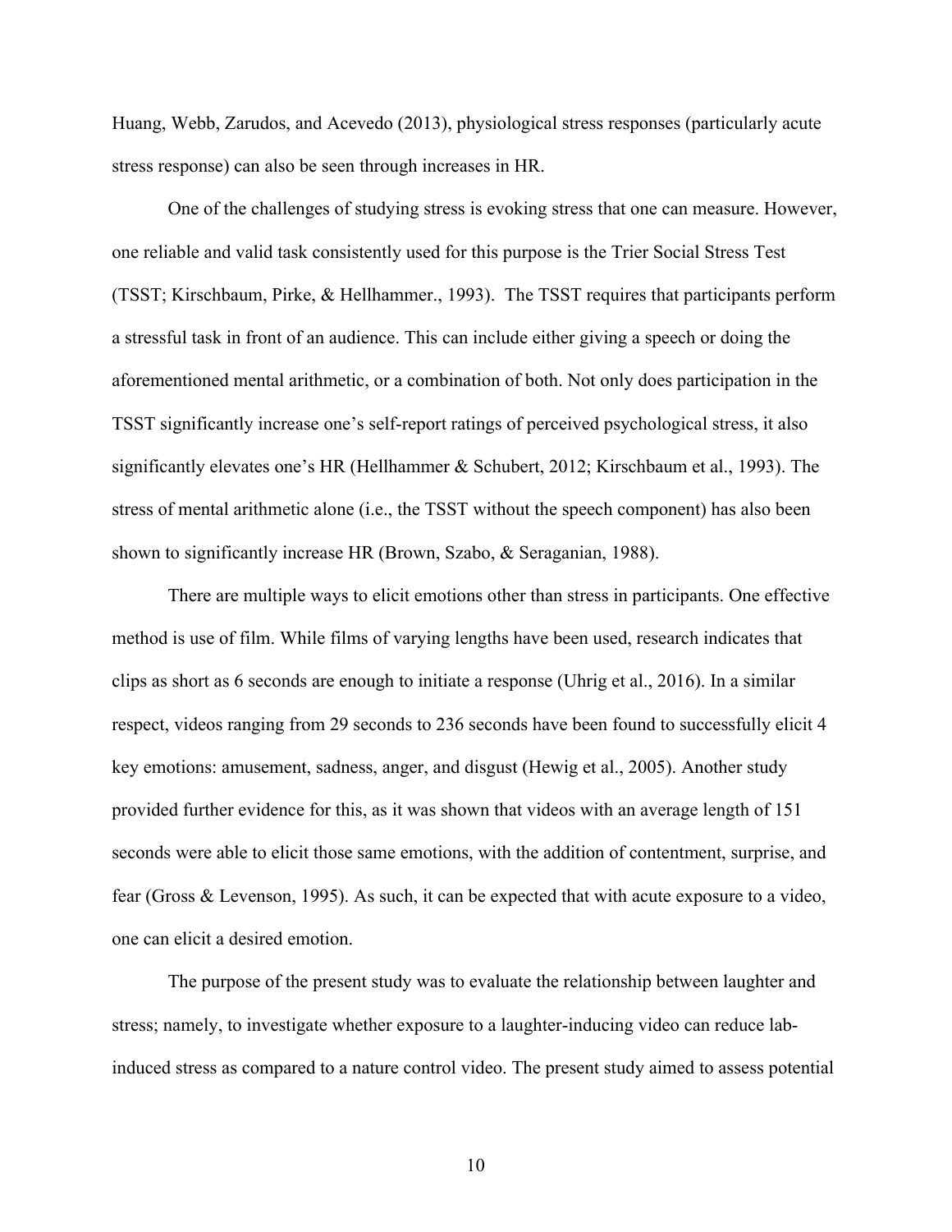Huang, Webb, Zarudos, and Acevedo (2013), physiological stress responses (particularly acute stress response) can also be seen through increases in HR.

One of the challenges of studying stress is evoking stress that one can measure. However, one reliable and valid task consistently used for this purpose is the Trier Social Stress Test (TSST; Kirschbaum, Pirke, & Hellhammer., 1993). The TSST requires that participants perform a stressful task in front of an audience. This can include either giving a speech or doing the aforementioned mental arithmetic, or a combination of both. Not only does participation in the TSST significantly increase one's self-report ratings of perceived psychological stress, it also significantly elevates one's HR (Hellhammer & Schubert, 2012; Kirschbaum et al., 1993). The stress of mental arithmetic alone (i.e., the TSST without the speech component) has also been shown to significantly increase HR (Brown, Szabo, & Seraganian, 1988).

There are multiple ways to elicit emotions other than stress in participants. One effective method is use of film. While films of varying lengths have been used, research indicates that clips as short as 6 seconds are enough to initiate a response (Uhrig et al., 2016). In a similar respect, videos ranging from 29 seconds to 236 seconds have been found to successfully elicit 4 key emotions: amusement, sadness, anger, and disgust (Hewig et al., 2005). Another study provided further evidence for this, as it was shown that videos with an average length of 151 seconds were able to elicit those same emotions, with the addition of contentment, surprise, and fear (Gross & Levenson, 1995). As such, it can be expected that with acute exposure to a video, one can elicit a desired emotion.

The purpose of the present study was to evaluate the relationship between laughter and stress; namely, to investigate whether exposure to a laughter-inducing video can reduce lab-induced stress as compared to a nature control video. The present study aimed to assess potential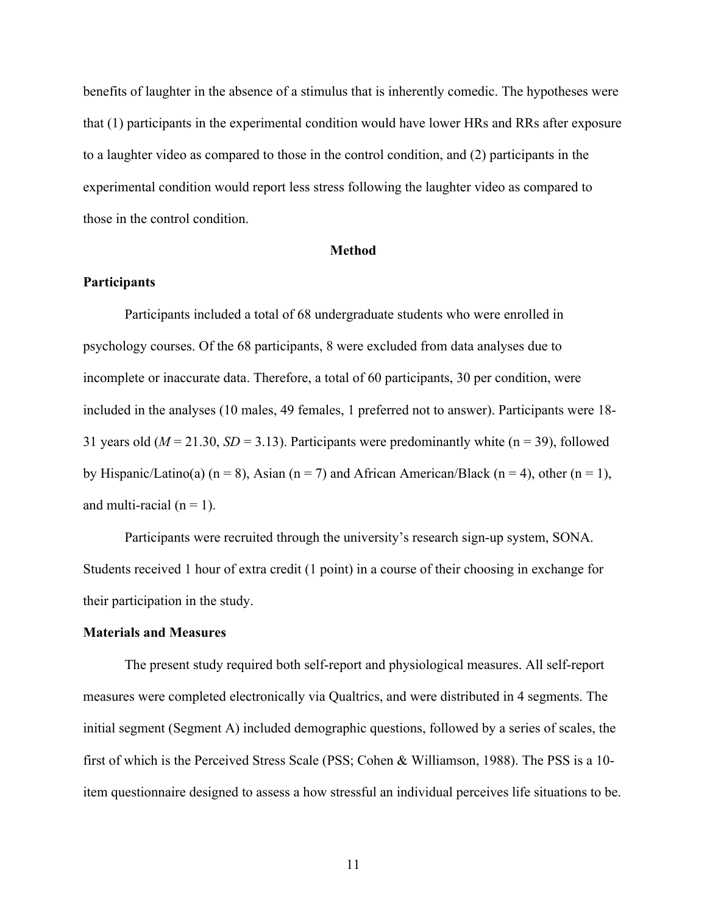benefits of laughter in the absence of a stimulus that is inherently comedic. The hypotheses were that (1) participants in the experimental condition would have lower HRs and RRs after exposure to a laughter video as compared to those in the control condition, and (2) participants in the experimental condition would report less stress following the laughter video as compared to those in the control condition.

## Method

### Participants

Participants included a total of 68 undergraduate students who were enrolled in psychology courses. Of the 68 participants, 8 were excluded from data analyses due to incomplete or inaccurate data. Therefore, a total of 60 participants, 30 per condition, were included in the analyses (10 males, 49 females, 1 preferred not to answer). Participants were 18-31 years old (*M* = 21.30, *SD* = 3.13). Participants were predominantly white (n = 39), followed by Hispanic/Latino(a) (n = 8), Asian (n = 7) and African American/Black (n = 4), other (n = 1), and multi-racial (n = 1).

Participants were recruited through the university's research sign-up system, SONA. Students received 1 hour of extra credit (1 point) in a course of their choosing in exchange for their participation in the study.

### Materials and Measures

The present study required both self-report and physiological measures. All self-report measures were completed electronically via Qualtrics, and were distributed in 4 segments. The initial segment (Segment A) included demographic questions, followed by a series of scales, the first of which is the Perceived Stress Scale (PSS; Cohen & Williamson, 1988). The PSS is a 10-item questionnaire designed to assess a how stressful an individual perceives life situations to be.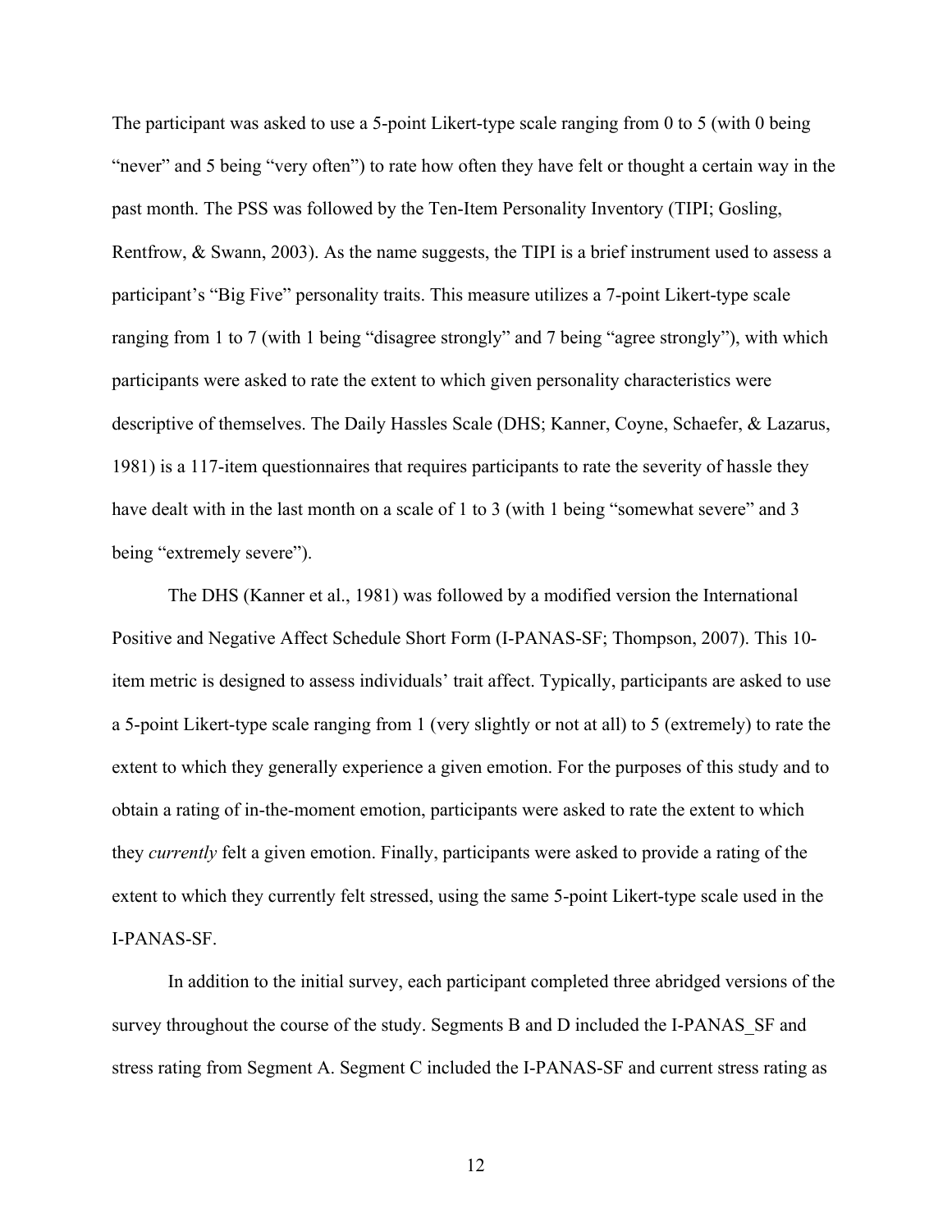The participant was asked to use a 5-point Likert-type scale ranging from 0 to 5 (with 0 being "never" and 5 being "very often") to rate how often they have felt or thought a certain way in the past month. The PSS was followed by the Ten-Item Personality Inventory (TIPI; Gosling, Rentfrow, & Swann, 2003). As the name suggests, the TIPI is a brief instrument used to assess a participant's "Big Five" personality traits. This measure utilizes a 7-point Likert-type scale ranging from 1 to 7 (with 1 being "disagree strongly" and 7 being "agree strongly"), with which participants were asked to rate the extent to which given personality characteristics were descriptive of themselves. The Daily Hassles Scale (DHS; Kanner, Coyne, Schaefer, & Lazarus, 1981) is a 117-item questionnaires that requires participants to rate the severity of hassle they have dealt with in the last month on a scale of 1 to 3 (with 1 being "somewhat severe" and 3 being "extremely severe").

The DHS (Kanner et al., 1981) was followed by a modified version the International Positive and Negative Affect Schedule Short Form (I-PANAS-SF; Thompson, 2007). This 10-item metric is designed to assess individuals' trait affect. Typically, participants are asked to use a 5-point Likert-type scale ranging from 1 (very slightly or not at all) to 5 (extremely) to rate the extent to which they generally experience a given emotion. For the purposes of this study and to obtain a rating of in-the-moment emotion, participants were asked to rate the extent to which they *currently* felt a given emotion. Finally, participants were asked to provide a rating of the extent to which they currently felt stressed, using the same 5-point Likert-type scale used in the I-PANAS-SF.

In addition to the initial survey, each participant completed three abridged versions of the survey throughout the course of the study. Segments B and D included the I-PANAS_SF and stress rating from Segment A. Segment C included the I-PANAS-SF and current stress rating as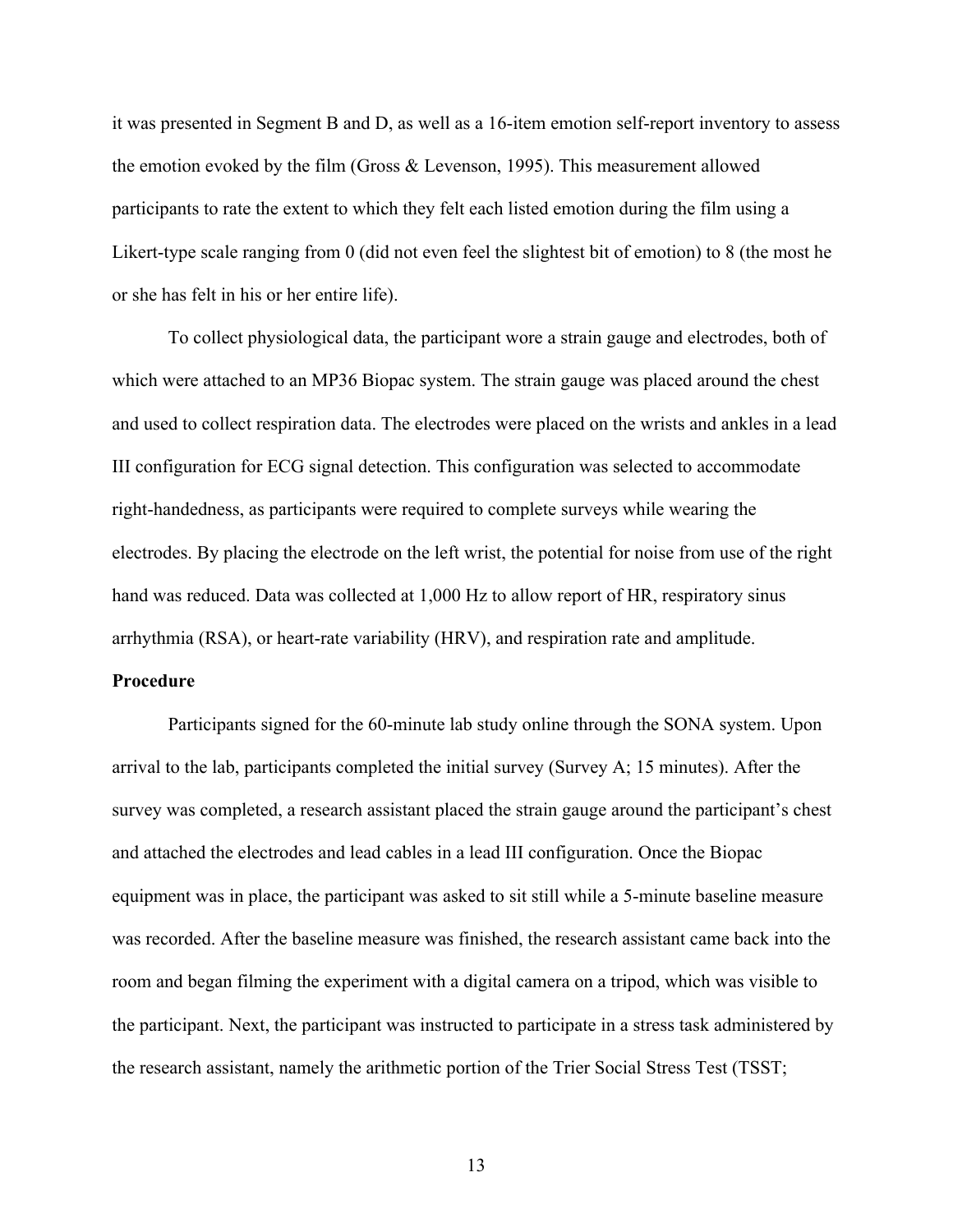it was presented in Segment B and D, as well as a 16-item emotion self-report inventory to assess the emotion evoked by the film (Gross & Levenson, 1995). This measurement allowed participants to rate the extent to which they felt each listed emotion during the film using a Likert-type scale ranging from 0 (did not even feel the slightest bit of emotion) to 8 (the most he or she has felt in his or her entire life).

To collect physiological data, the participant wore a strain gauge and electrodes, both of which were attached to an MP36 Biopac system. The strain gauge was placed around the chest and used to collect respiration data. The electrodes were placed on the wrists and ankles in a lead III configuration for ECG signal detection. This configuration was selected to accommodate right-handedness, as participants were required to complete surveys while wearing the electrodes. By placing the electrode on the left wrist, the potential for noise from use of the right hand was reduced. Data was collected at 1,000 Hz to allow report of HR, respiratory sinus arrhythmia (RSA), or heart-rate variability (HRV), and respiration rate and amplitude.

**Procedure**

Participants signed for the 60-minute lab study online through the SONA system. Upon arrival to the lab, participants completed the initial survey (Survey A; 15 minutes). After the survey was completed, a research assistant placed the strain gauge around the participant's chest and attached the electrodes and lead cables in a lead III configuration. Once the Biopac equipment was in place, the participant was asked to sit still while a 5-minute baseline measure was recorded. After the baseline measure was finished, the research assistant came back into the room and began filming the experiment with a digital camera on a tripod, which was visible to the participant. Next, the participant was instructed to participate in a stress task administered by the research assistant, namely the arithmetic portion of the Trier Social Stress Test (TSST;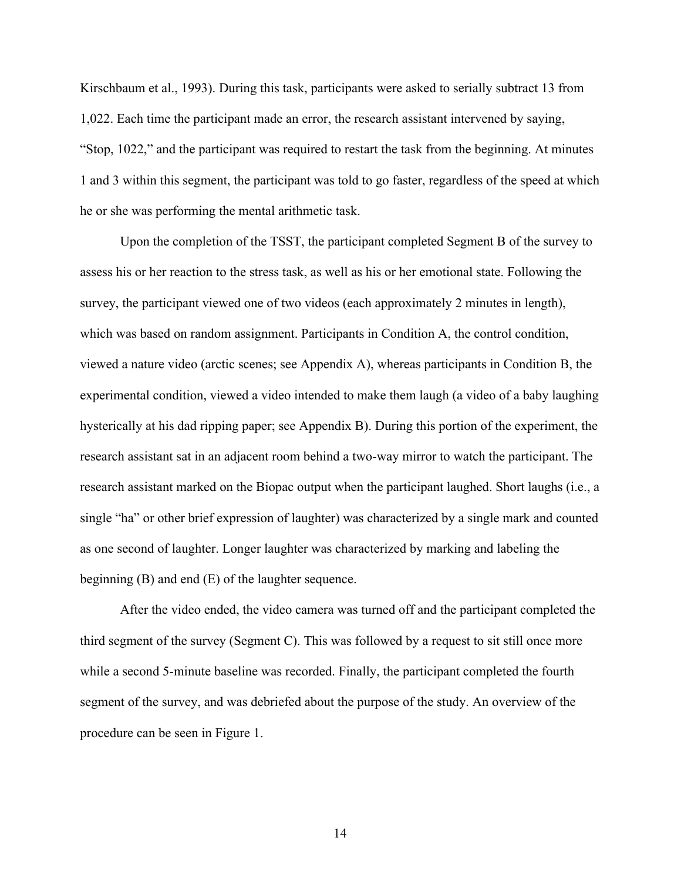Kirschbaum et al., 1993). During this task, participants were asked to serially subtract 13 from 1,022. Each time the participant made an error, the research assistant intervened by saying, “Stop, 1022,” and the participant was required to restart the task from the beginning. At minutes 1 and 3 within this segment, the participant was told to go faster, regardless of the speed at which he or she was performing the mental arithmetic task.

Upon the completion of the TSST, the participant completed Segment B of the survey to assess his or her reaction to the stress task, as well as his or her emotional state. Following the survey, the participant viewed one of two videos (each approximately 2 minutes in length), which was based on random assignment. Participants in Condition A, the control condition, viewed a nature video (arctic scenes; see Appendix A), whereas participants in Condition B, the experimental condition, viewed a video intended to make them laugh (a video of a baby laughing hysterically at his dad ripping paper; see Appendix B). During this portion of the experiment, the research assistant sat in an adjacent room behind a two-way mirror to watch the participant. The research assistant marked on the Biopac output when the participant laughed. Short laughs (i.e., a single “ha” or other brief expression of laughter) was characterized by a single mark and counted as one second of laughter. Longer laughter was characterized by marking and labeling the beginning (B) and end (E) of the laughter sequence.

After the video ended, the video camera was turned off and the participant completed the third segment of the survey (Segment C). This was followed by a request to sit still once more while a second 5-minute baseline was recorded. Finally, the participant completed the fourth segment of the survey, and was debriefed about the purpose of the study. An overview of the procedure can be seen in Figure 1.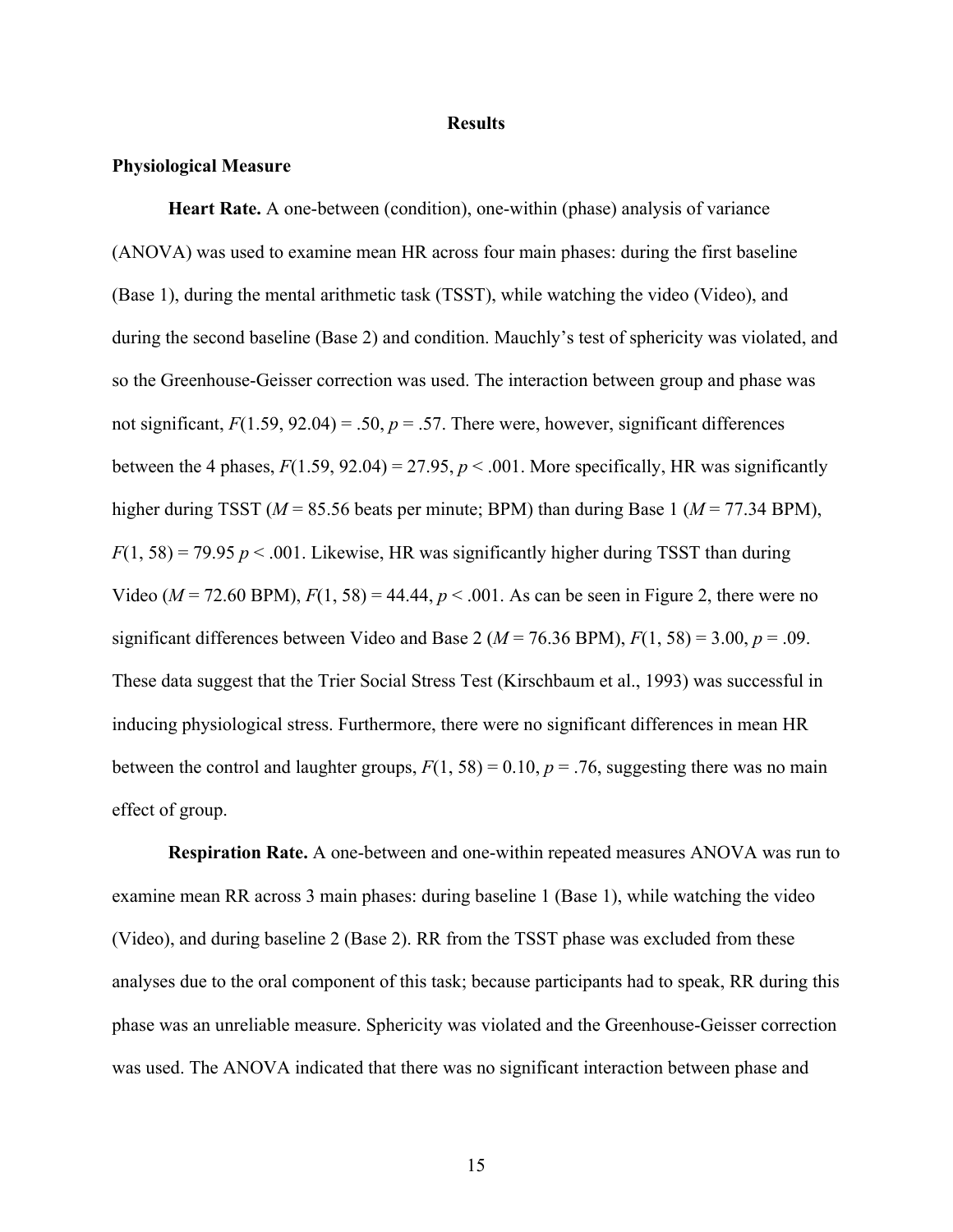# Results

## Physiological Measure

**Heart Rate.** A one-between (condition), one-within (phase) analysis of variance (ANOVA) was used to examine mean HR across four main phases: during the first baseline (Base 1), during the mental arithmetic task (TSST), while watching the video (Video), and during the second baseline (Base 2) and condition. Mauchly's test of sphericity was violated, and so the Greenhouse-Geisser correction was used. The interaction between group and phase was not significant, $F(1.59, 92.04) = .50$, $p = .57$. There were, however, significant differences between the 4 phases, $F(1.59, 92.04) = 27.95$, $p < .001$. More specifically, HR was significantly higher during TSST ($M = 85.56$ beats per minute; BPM) than during Base 1 ($M = 77.34$ BPM), $F(1, 58) = 79.95$ $p < .001$. Likewise, HR was significantly higher during TSST than during Video ($M = 72.60$ BPM), $F(1, 58) = 44.44$, $p < .001$. As can be seen in Figure 2, there were no significant differences between Video and Base 2 ($M = 76.36$ BPM), $F(1, 58) = 3.00$, $p = .09$. These data suggest that the Trier Social Stress Test (Kirschbaum et al., 1993) was successful in inducing physiological stress. Furthermore, there were no significant differences in mean HR between the control and laughter groups, $F(1, 58) = 0.10$, $p = .76$, suggesting there was no main effect of group.

**Respiration Rate.** A one-between and one-within repeated measures ANOVA was run to examine mean RR across 3 main phases: during baseline 1 (Base 1), while watching the video (Video), and during baseline 2 (Base 2). RR from the TSST phase was excluded from these analyses due to the oral component of this task; because participants had to speak, RR during this phase was an unreliable measure. Sphericity was violated and the Greenhouse-Geisser correction was used. The ANOVA indicated that there was no significant interaction between phase and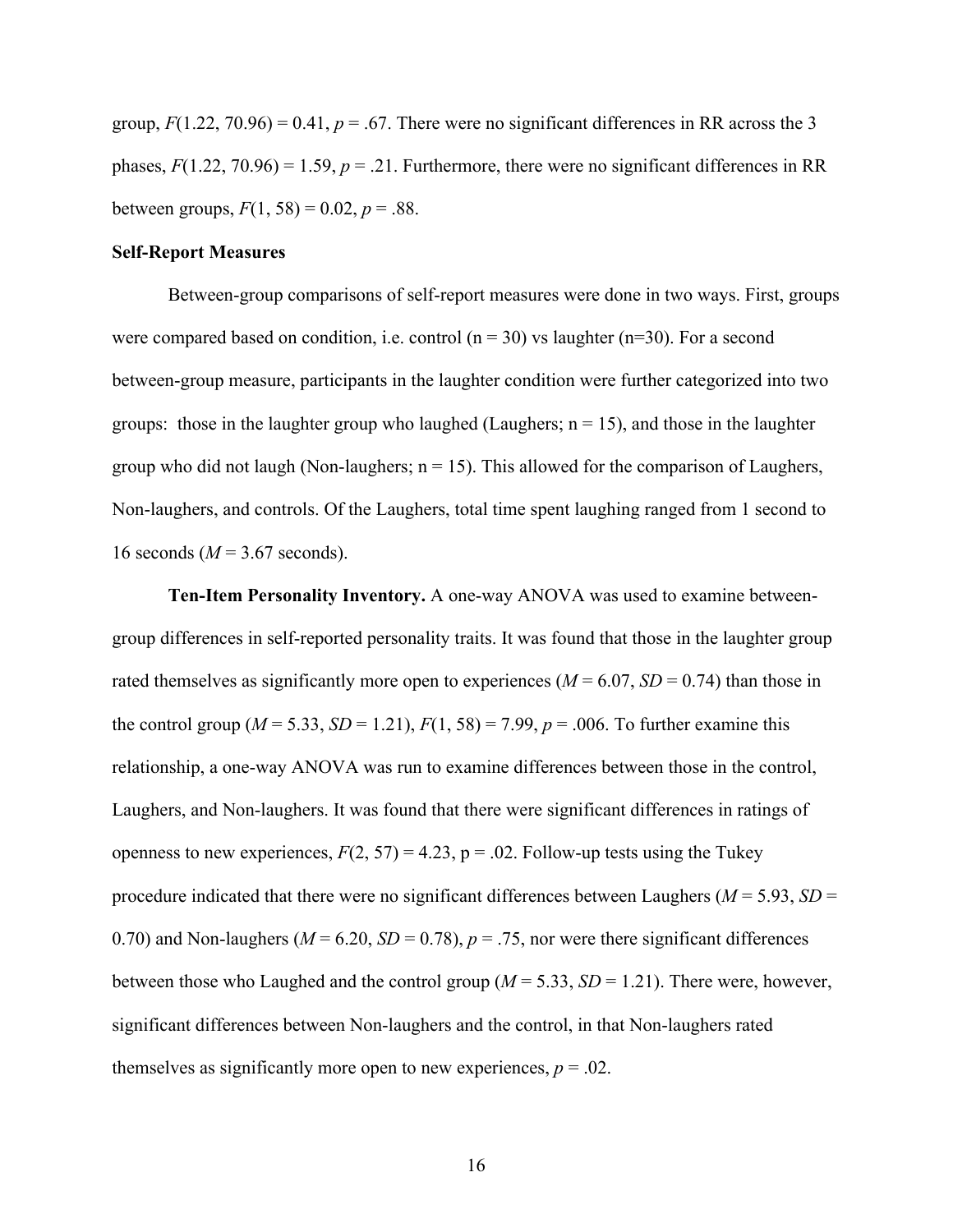group, $F(1.22, 70.96) = 0.41$, $p = .67$. There were no significant differences in RR across the 3 phases, $F(1.22, 70.96) = 1.59$, $p = .21$. Furthermore, there were no significant differences in RR between groups, $F(1, 58) = 0.02$, $p = .88$.

### Self-Report Measures

Between-group comparisons of self-report measures were done in two ways. First, groups were compared based on condition, i.e. control (n = 30) vs laughter (n=30). For a second between-group measure, participants in the laughter condition were further categorized into two groups: those in the laughter group who laughed (Laughers; n = 15), and those in the laughter group who did not laugh (Non-laughers; n = 15). This allowed for the comparison of Laughers, Non-laughers, and controls. Of the Laughers, total time spent laughing ranged from 1 second to 16 seconds ($M = 3.67$ seconds).

**Ten-Item Personality Inventory.** A one-way ANOVA was used to examine between-group differences in self-reported personality traits. It was found that those in the laughter group rated themselves as significantly more open to experiences ($M = 6.07$, $SD = 0.74$) than those in the control group ($M = 5.33$, $SD = 1.21$), $F(1, 58) = 7.99$, $p = .006$. To further examine this relationship, a one-way ANOVA was run to examine differences between those in the control, Laughers, and Non-laughers. It was found that there were significant differences in ratings of openness to new experiences, $F(2, 57) = 4.23$, p = .02. Follow-up tests using the Tukey procedure indicated that there were no significant differences between Laughers ($M = 5.93$, $SD = 0.70$) and Non-laughers ($M = 6.20$, $SD = 0.78$), $p = .75$, nor were there significant differences between those who Laughed and the control group ($M = 5.33$, $SD = 1.21$). There were, however, significant differences between Non-laughers and the control, in that Non-laughers rated themselves as significantly more open to new experiences, $p = .02$.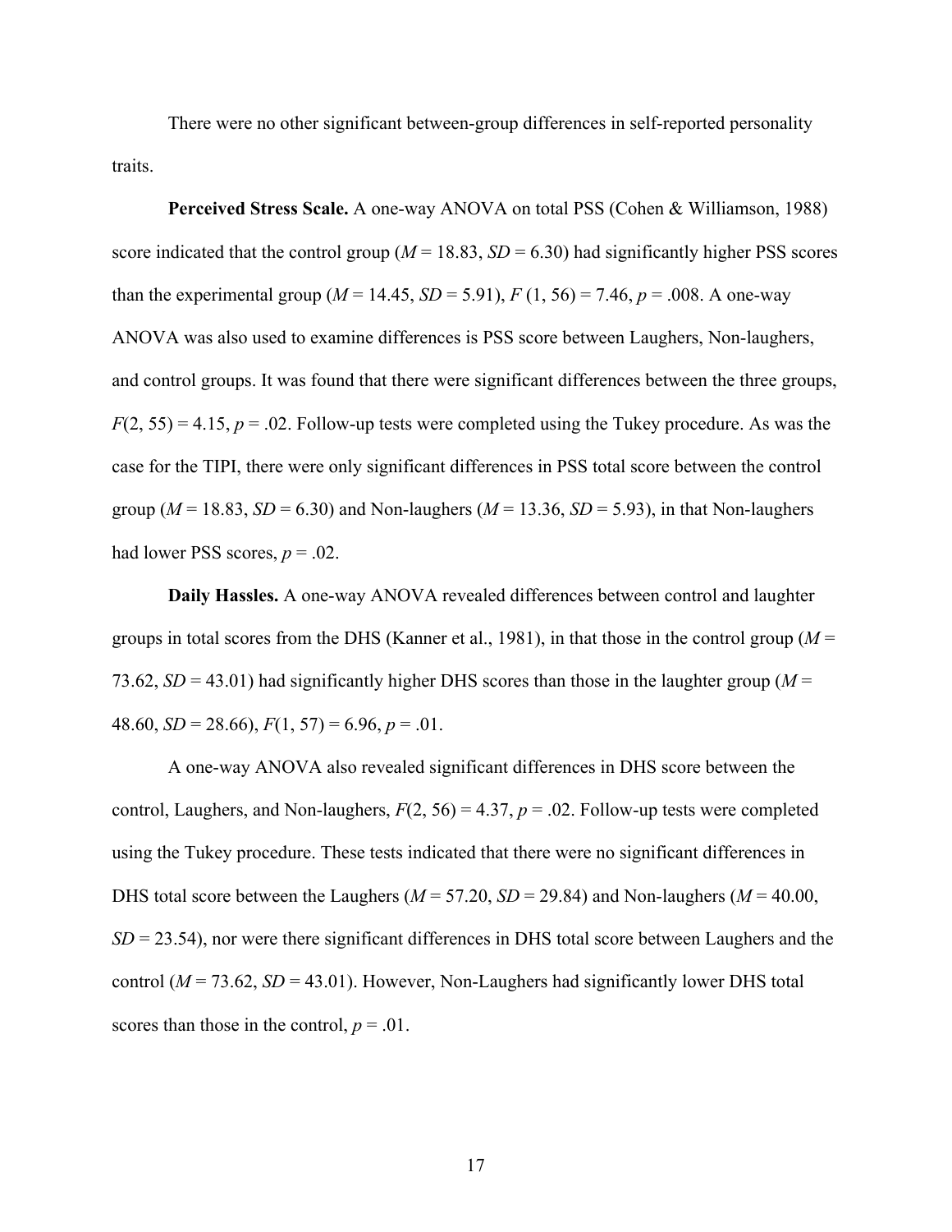There were no other significant between-group differences in self-reported personality traits.

**Perceived Stress Scale.** A one-way ANOVA on total PSS (Cohen & Williamson, 1988) score indicated that the control group ($M$ = 18.83, $SD$ = 6.30) had significantly higher PSS scores than the experimental group ($M$ = 14.45, $SD$ = 5.91), $F$ (1, 56) = 7.46, $p$ = .008. A one-way ANOVA was also used to examine differences is PSS score between Laughers, Non-laughers, and control groups. It was found that there were significant differences between the three groups, $F$(2, 55) = 4.15, $p$ = .02. Follow-up tests were completed using the Tukey procedure. As was the case for the TIPI, there were only significant differences in PSS total score between the control group ($M$ = 18.83, $SD$ = 6.30) and Non-laughers ($M$ = 13.36, $SD$ = 5.93), in that Non-laughers had lower PSS scores, $p$ = .02.

**Daily Hassles.** A one-way ANOVA revealed differences between control and laughter groups in total scores from the DHS (Kanner et al., 1981), in that those in the control group ($M$ = 73.62, $SD$ = 43.01) had significantly higher DHS scores than those in the laughter group ($M$ = 48.60, $SD$ = 28.66), $F$(1, 57) = 6.96, $p$ = .01.

A one-way ANOVA also revealed significant differences in DHS score between the control, Laughers, and Non-laughers, $F$(2, 56) = 4.37, $p$ = .02. Follow-up tests were completed using the Tukey procedure. These tests indicated that there were no significant differences in DHS total score between the Laughers ($M$ = 57.20, $SD$ = 29.84) and Non-laughers ($M$ = 40.00, $SD$ = 23.54), nor were there significant differences in DHS total score between Laughers and the control ($M$ = 73.62, $SD$ = 43.01). However, Non-Laughers had significantly lower DHS total scores than those in the control, $p$ = .01.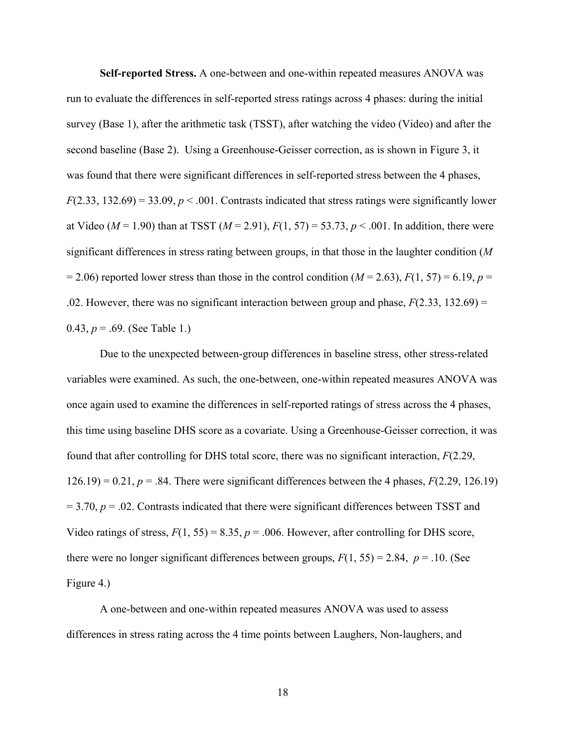**Self-reported Stress.** A one-between and one-within repeated measures ANOVA was run to evaluate the differences in self-reported stress ratings across 4 phases: during the initial survey (Base 1), after the arithmetic task (TSST), after watching the video (Video) and after the second baseline (Base 2). Using a Greenhouse-Geisser correction, as is shown in Figure 3, it was found that there were significant differences in self-reported stress between the 4 phases, $F(2.33, 132.69) = 33.09$, $p < .001$. Contrasts indicated that stress ratings were significantly lower at Video ($M = 1.90$) than at TSST ($M = 2.91$), $F(1, 57) = 53.73$, $p < .001$. In addition, there were significant differences in stress rating between groups, in that those in the laughter condition ($M = 2.06$) reported lower stress than those in the control condition ($M = 2.63$), $F(1, 57) = 6.19$, $p = .02$. However, there was no significant interaction between group and phase, $F(2.33, 132.69) = 0.43$, $p = .69$. (See Table 1.)

Due to the unexpected between-group differences in baseline stress, other stress-related variables were examined. As such, the one-between, one-within repeated measures ANOVA was once again used to examine the differences in self-reported ratings of stress across the 4 phases, this time using baseline DHS score as a covariate. Using a Greenhouse-Geisser correction, it was found that after controlling for DHS total score, there was no significant interaction, $F(2.29, 126.19) = 0.21$, $p = .84$. There were significant differences between the 4 phases, $F(2.29, 126.19) = 3.70$, $p = .02$. Contrasts indicated that there were significant differences between TSST and Video ratings of stress, $F(1, 55) = 8.35$, $p = .006$. However, after controlling for DHS score, there were no longer significant differences between groups, $F(1, 55) = 2.84$, $p = .10$. (See Figure 4.)

A one-between and one-within repeated measures ANOVA was used to assess differences in stress rating across the 4 time points between Laughers, Non-laughers, and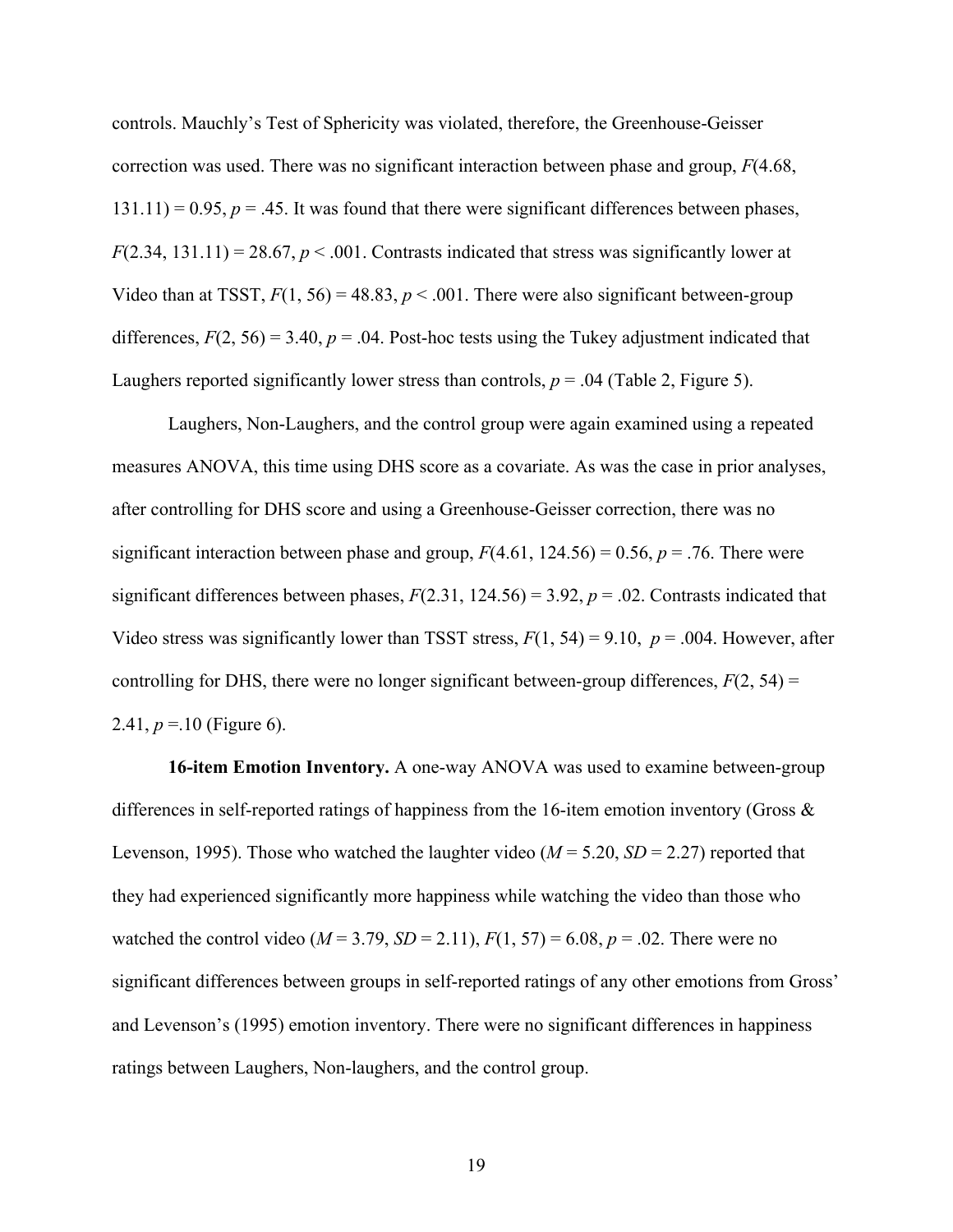controls. Mauchly's Test of Sphericity was violated, therefore, the Greenhouse-Geisser correction was used. There was no significant interaction between phase and group, $F(4.68, 131.11) = 0.95$, $p = .45$. It was found that there were significant differences between phases, $F(2.34, 131.11) = 28.67$, $p < .001$. Contrasts indicated that stress was significantly lower at Video than at TSST, $F(1, 56) = 48.83$, $p < .001$. There were also significant between-group differences, $F(2, 56) = 3.40$, $p = .04$. Post-hoc tests using the Tukey adjustment indicated that Laughers reported significantly lower stress than controls, $p = .04$ (Table 2, Figure 5).

Laughers, Non-Laughers, and the control group were again examined using a repeated measures ANOVA, this time using DHS score as a covariate. As was the case in prior analyses, after controlling for DHS score and using a Greenhouse-Geisser correction, there was no significant interaction between phase and group, $F(4.61, 124.56) = 0.56$, $p = .76$. There were significant differences between phases, $F(2.31, 124.56) = 3.92$, $p = .02$. Contrasts indicated that Video stress was significantly lower than TSST stress, $F(1, 54) = 9.10$, $p = .004$. However, after controlling for DHS, there were no longer significant between-group differences, $F(2, 54) = 2.41$, $p = .10$ (Figure 6).

**16-item Emotion Inventory.** A one-way ANOVA was used to examine between-group differences in self-reported ratings of happiness from the 16-item emotion inventory (Gross & Levenson, 1995). Those who watched the laughter video ($M = 5.20$, $SD = 2.27$) reported that they had experienced significantly more happiness while watching the video than those who watched the control video ($M = 3.79$, $SD = 2.11$), $F(1, 57) = 6.08$, $p = .02$. There were no significant differences between groups in self-reported ratings of any other emotions from Gross' and Levenson's (1995) emotion inventory. There were no significant differences in happiness ratings between Laughers, Non-laughers, and the control group.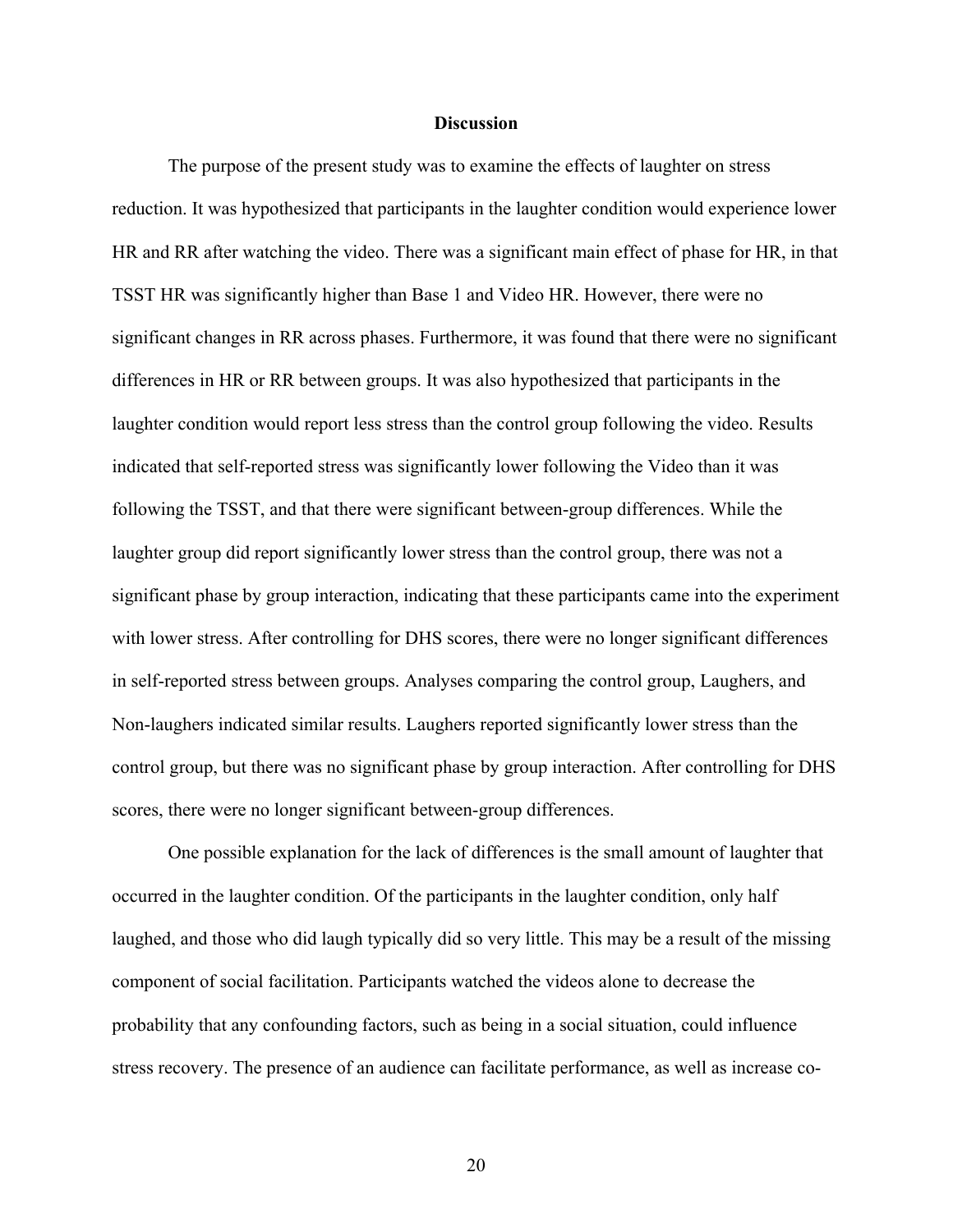# Discussion

The purpose of the present study was to examine the effects of laughter on stress reduction. It was hypothesized that participants in the laughter condition would experience lower HR and RR after watching the video. There was a significant main effect of phase for HR, in that TSST HR was significantly higher than Base 1 and Video HR. However, there were no significant changes in RR across phases. Furthermore, it was found that there were no significant differences in HR or RR between groups. It was also hypothesized that participants in the laughter condition would report less stress than the control group following the video. Results indicated that self-reported stress was significantly lower following the Video than it was following the TSST, and that there were significant between-group differences. While the laughter group did report significantly lower stress than the control group, there was not a significant phase by group interaction, indicating that these participants came into the experiment with lower stress. After controlling for DHS scores, there were no longer significant differences in self-reported stress between groups. Analyses comparing the control group, Laughers, and Non-laughers indicated similar results. Laughers reported significantly lower stress than the control group, but there was no significant phase by group interaction. After controlling for DHS scores, there were no longer significant between-group differences.

One possible explanation for the lack of differences is the small amount of laughter that occurred in the laughter condition. Of the participants in the laughter condition, only half laughed, and those who did laugh typically did so very little. This may be a result of the missing component of social facilitation. Participants watched the videos alone to decrease the probability that any confounding factors, such as being in a social situation, could influence stress recovery. The presence of an audience can facilitate performance, as well as increase co-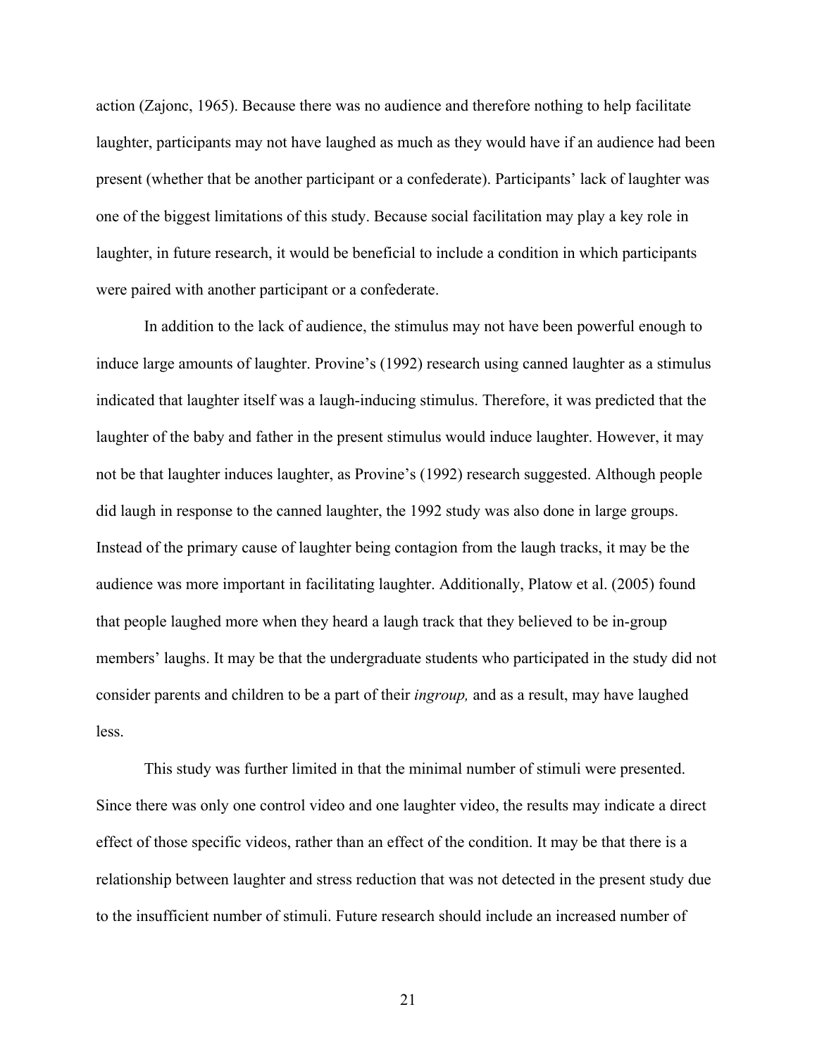action (Zajonc, 1965). Because there was no audience and therefore nothing to help facilitate laughter, participants may not have laughed as much as they would have if an audience had been present (whether that be another participant or a confederate). Participants' lack of laughter was one of the biggest limitations of this study. Because social facilitation may play a key role in laughter, in future research, it would be beneficial to include a condition in which participants were paired with another participant or a confederate.

In addition to the lack of audience, the stimulus may not have been powerful enough to induce large amounts of laughter. Provine's (1992) research using canned laughter as a stimulus indicated that laughter itself was a laugh-inducing stimulus. Therefore, it was predicted that the laughter of the baby and father in the present stimulus would induce laughter. However, it may not be that laughter induces laughter, as Provine's (1992) research suggested. Although people did laugh in response to the canned laughter, the 1992 study was also done in large groups. Instead of the primary cause of laughter being contagion from the laugh tracks, it may be the audience was more important in facilitating laughter. Additionally, Platow et al. (2005) found that people laughed more when they heard a laugh track that they believed to be in-group members' laughs. It may be that the undergraduate students who participated in the study did not consider parents and children to be a part of their *ingroup,* and as a result, may have laughed less.

This study was further limited in that the minimal number of stimuli were presented. Since there was only one control video and one laughter video, the results may indicate a direct effect of those specific videos, rather than an effect of the condition. It may be that there is a relationship between laughter and stress reduction that was not detected in the present study due to the insufficient number of stimuli. Future research should include an increased number of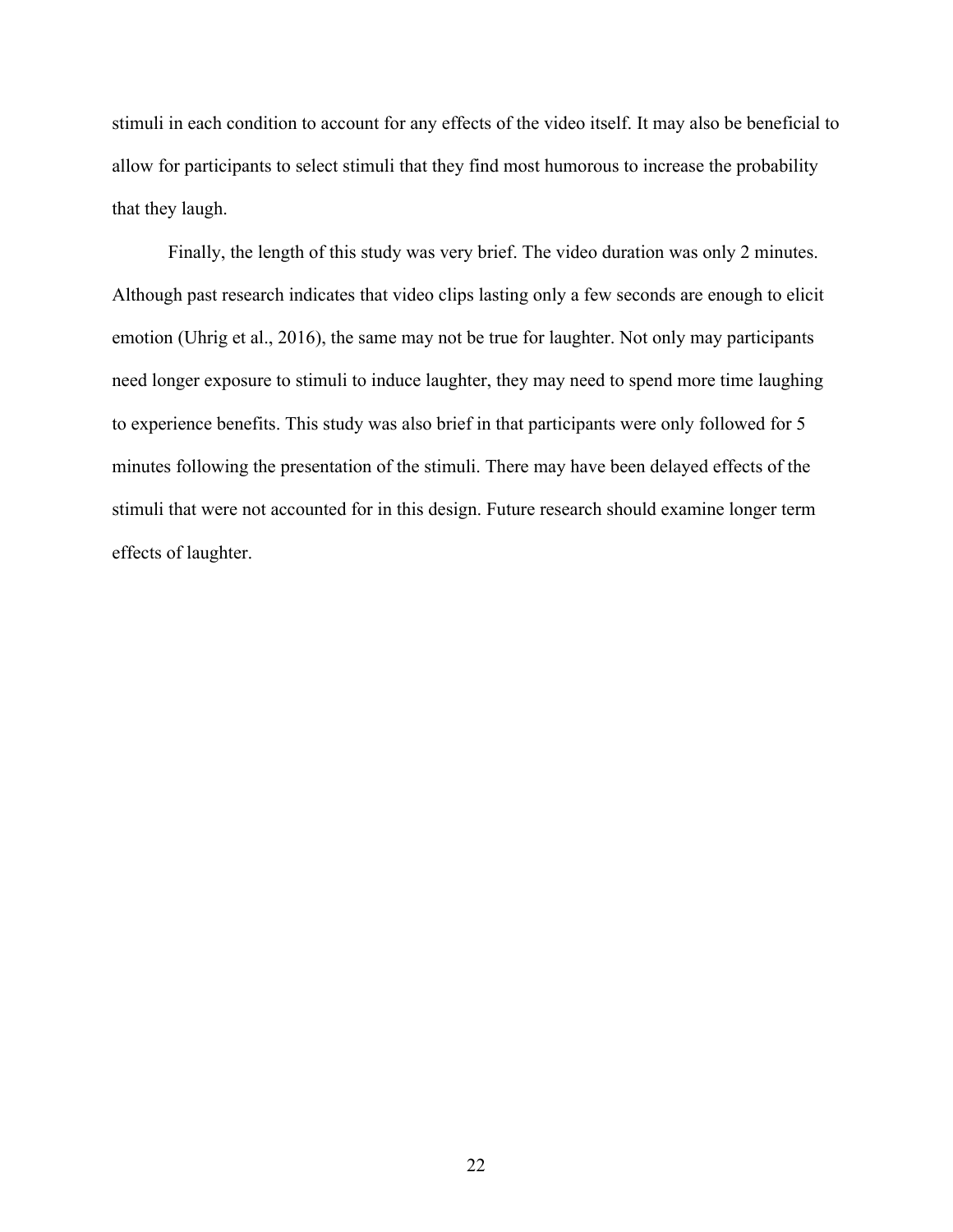stimuli in each condition to account for any effects of the video itself. It may also be beneficial to allow for participants to select stimuli that they find most humorous to increase the probability that they laugh.

Finally, the length of this study was very brief. The video duration was only 2 minutes. Although past research indicates that video clips lasting only a few seconds are enough to elicit emotion (Uhrig et al., 2016), the same may not be true for laughter. Not only may participants need longer exposure to stimuli to induce laughter, they may need to spend more time laughing to experience benefits. This study was also brief in that participants were only followed for 5 minutes following the presentation of the stimuli. There may have been delayed effects of the stimuli that were not accounted for in this design. Future research should examine longer term effects of laughter.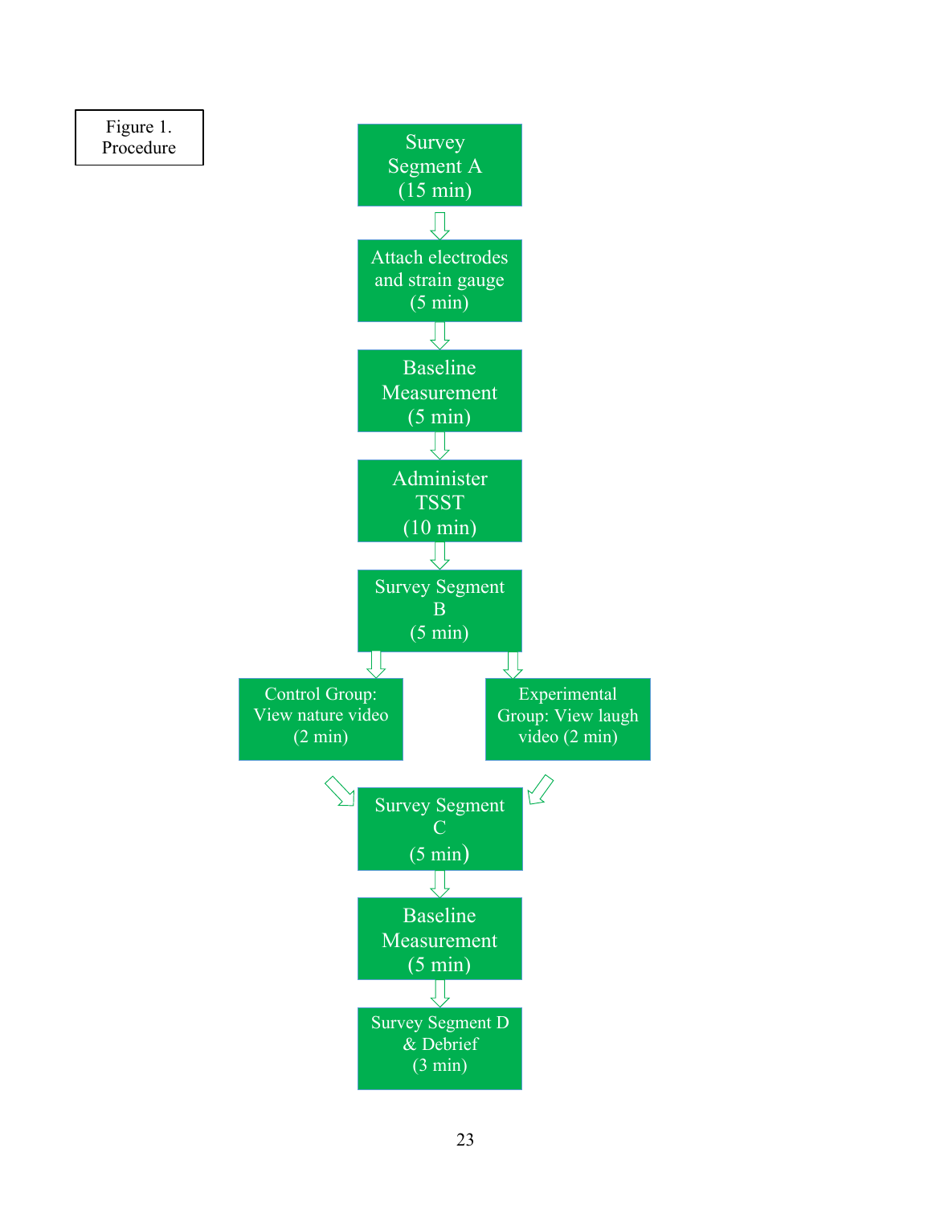Figure 1.
Procedure

Survey Segment A (15 min)

Attach electrodes and strain gauge (5 min)

Baseline Measurement (5 min)

Administer TSST (10 min)

Survey Segment B (5 min)

Control Group: View nature video (2 min)

Experimental Group: View laugh video (2 min)

Survey Segment C (5 min)

Baseline Measurement (5 min)

Survey Segment D & Debrief (3 min)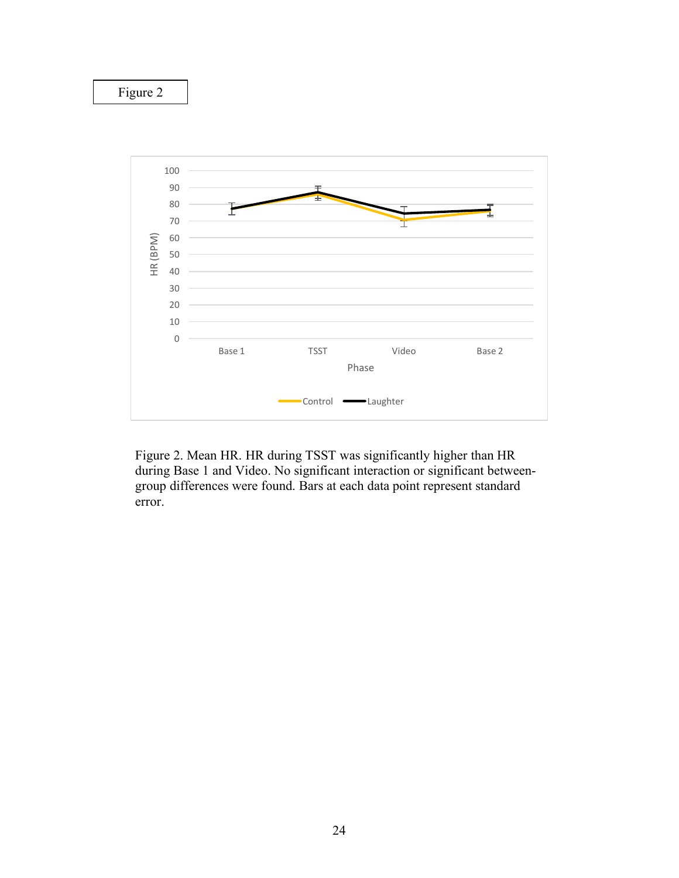Figure 2

Figure 2. Mean HR. HR during TSST was significantly higher than HR during Base 1 and Video. No significant interaction or significant between-group differences were found. Bars at each data point represent standard error.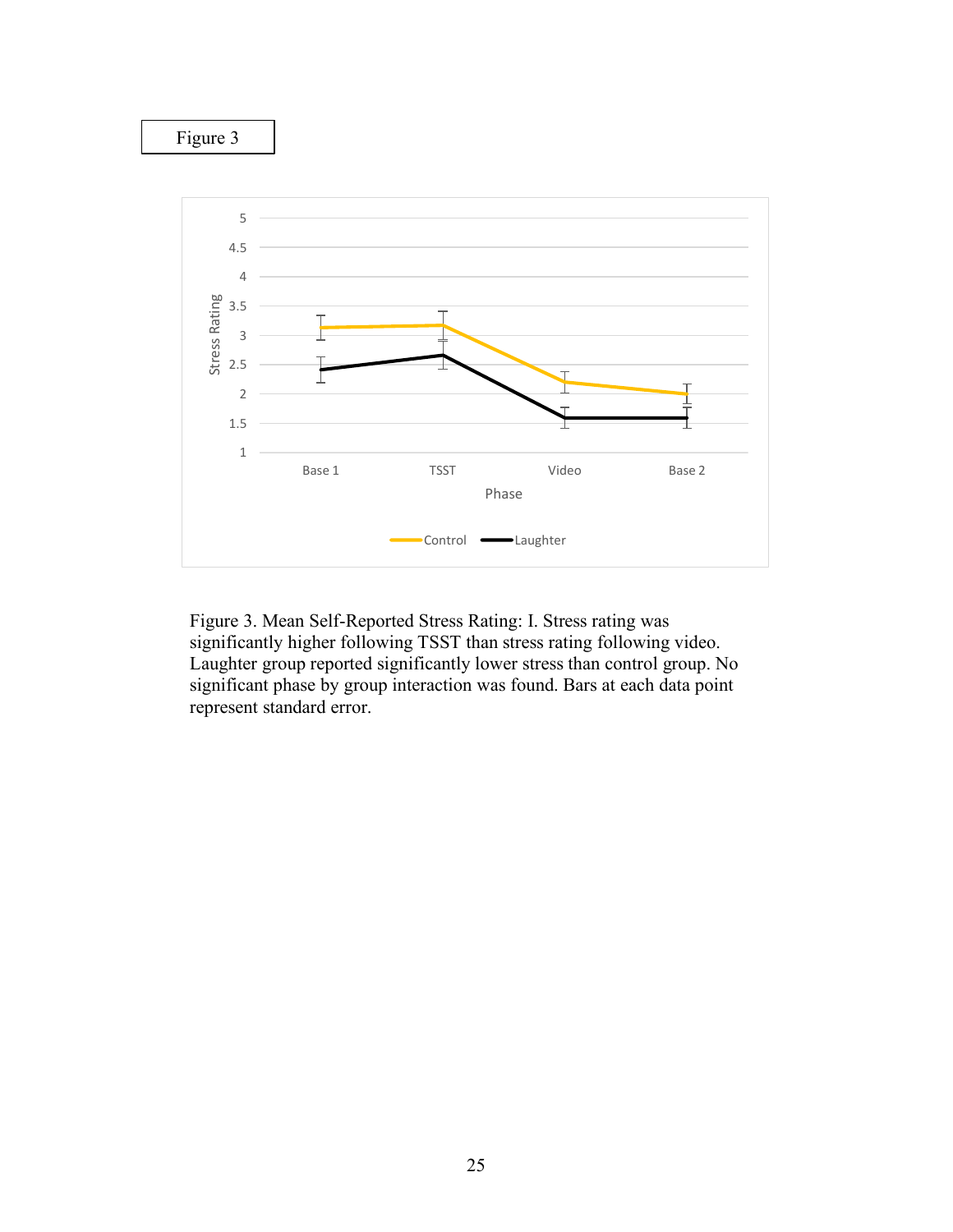Figure 3

Figure 3. Mean Self-Reported Stress Rating: I. Stress rating was significantly higher following TSST than stress rating following video. Laughter group reported significantly lower stress than control group. No significant phase by group interaction was found. Bars at each data point represent standard error.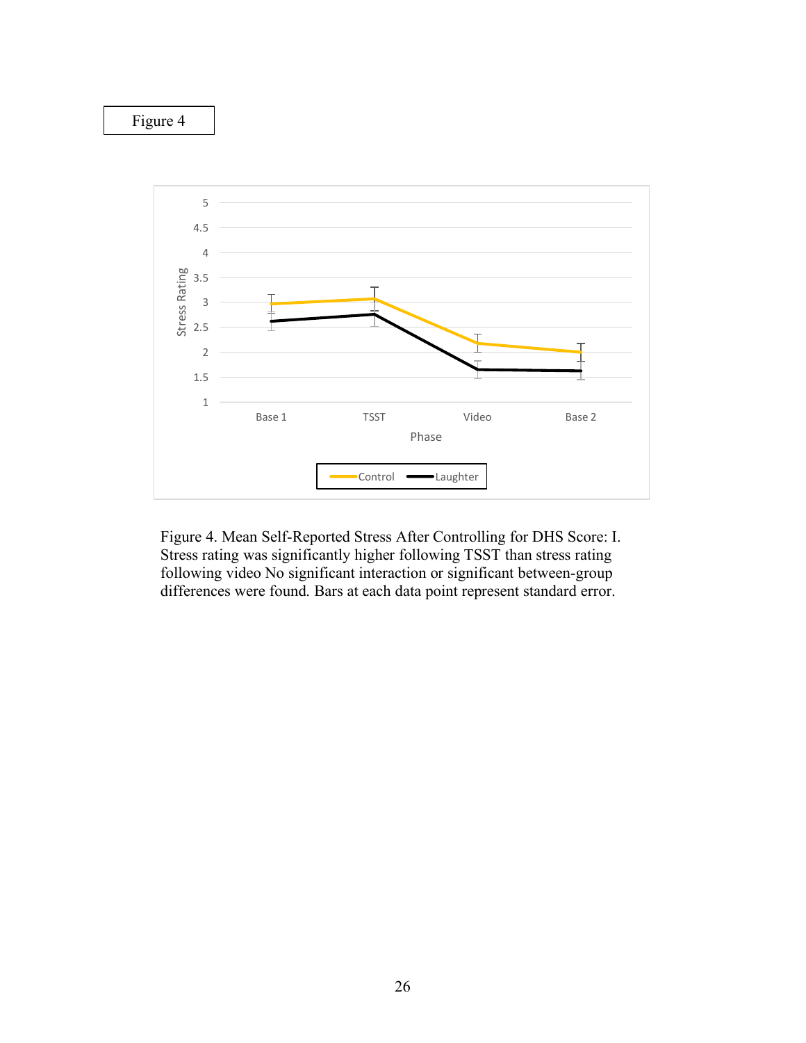Figure 4

Figure 4. Mean Self-Reported Stress After Controlling for DHS Score: I. Stress rating was significantly higher following TSST than stress rating following video No significant interaction or significant between-group differences were found. Bars at each data point represent standard error.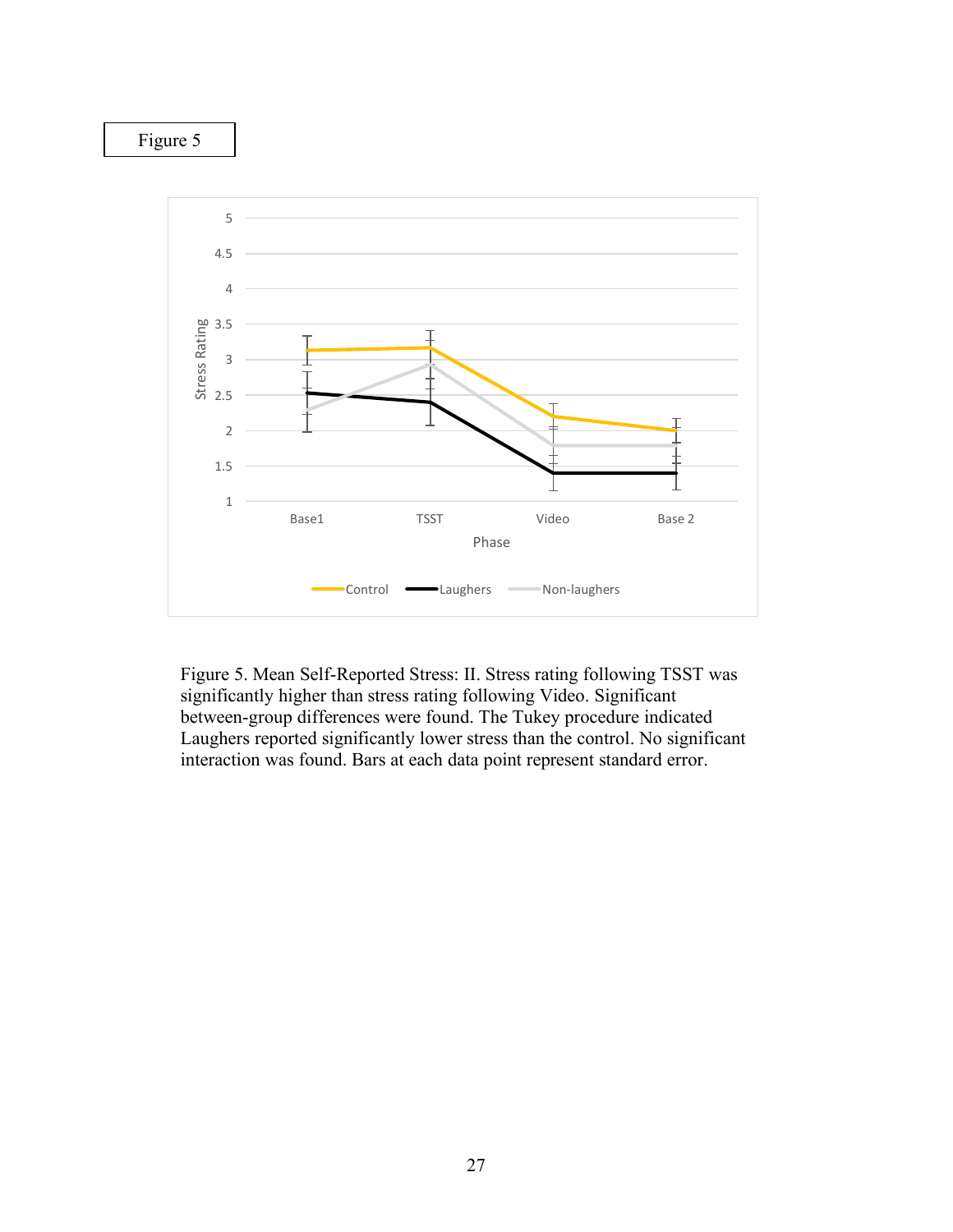Figure 5

Figure 5. Mean Self-Reported Stress: II. Stress rating following TSST was significantly higher than stress rating following Video. Significant between-group differences were found. The Tukey procedure indicated Laughers reported significantly lower stress than the control. No significant interaction was found. Bars at each data point represent standard error.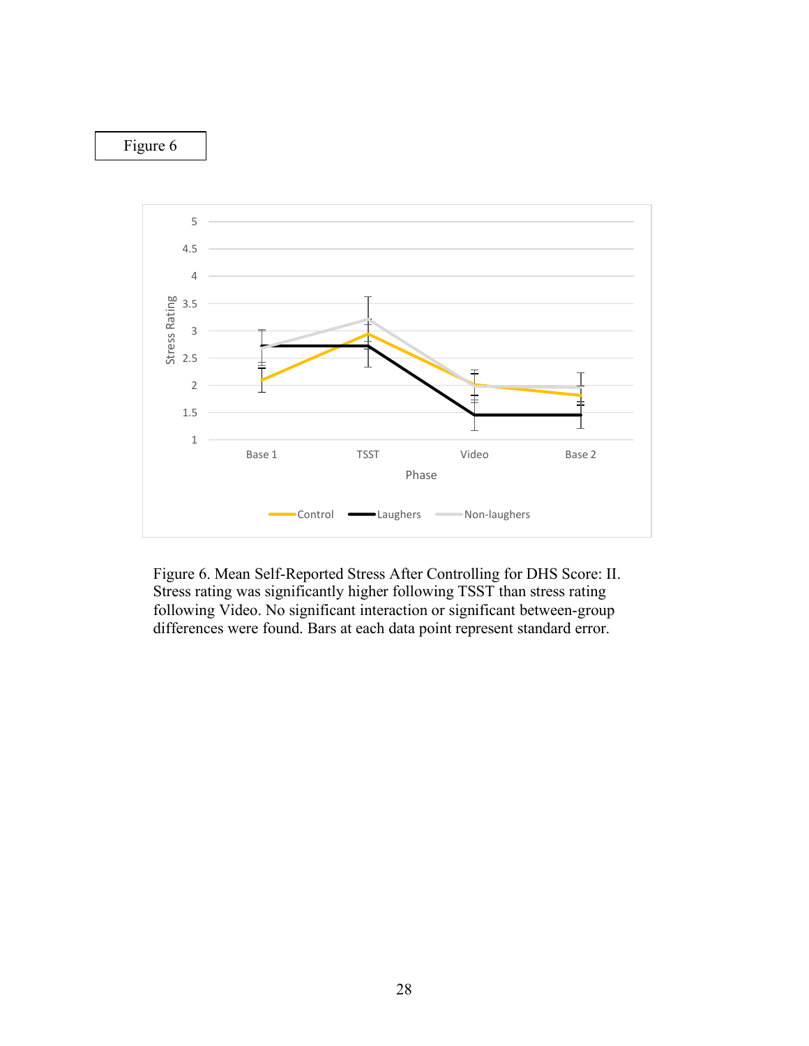Figure 6

Figure 6. Mean Self-Reported Stress After Controlling for DHS Score: II. Stress rating was significantly higher following TSST than stress rating following Video. No significant interaction or significant between-group differences were found. Bars at each data point represent standard error.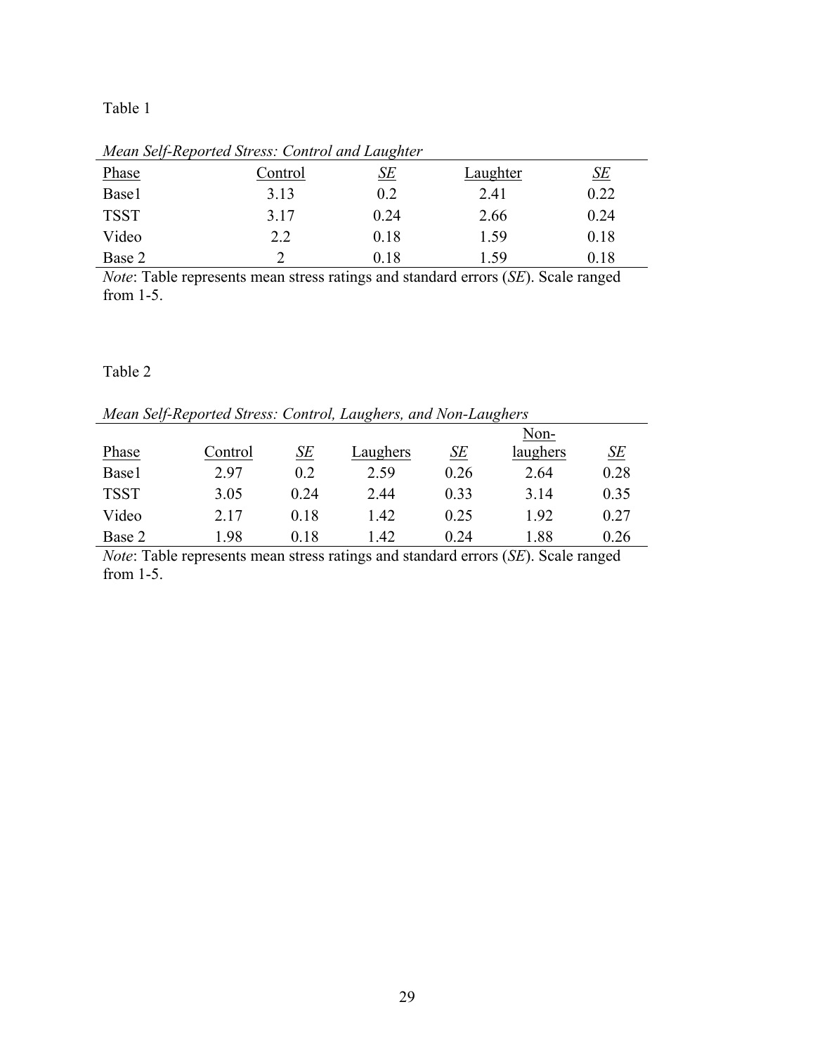Table 1

*Mean Self-Reported Stress: Control and Laughter*

| Phase | Control | *SE* | Laughter | *SE* |
|---|---|---|---|---|
| Base1 | 3.13 | 0.2 | 2.41 | 0.22 |
| TSST | 3.17 | 0.24 | 2.66 | 0.24 |
| Video | 2.2 | 0.18 | 1.59 | 0.18 |
| Base 2 | 2 | 0.18 | 1.59 | 0.18 |

*Note*: Table represents mean stress ratings and standard errors (*SE*). Scale ranged from 1-5.

Table 2

*Mean Self-Reported Stress: Control, Laughers, and Non-Laughers*

| Phase | Control | *SE* | Laughers | *SE* | Non-laughers | *SE* |
|---|---|---|---|---|---|---|
| Base1 | 2.97 | 0.2 | 2.59 | 0.26 | 2.64 | 0.28 |
| TSST | 3.05 | 0.24 | 2.44 | 0.33 | 3.14 | 0.35 |
| Video | 2.17 | 0.18 | 1.42 | 0.25 | 1.92 | 0.27 |
| Base 2 | 1.98 | 0.18 | 1.42 | 0.24 | 1.88 | 0.26 |

*Note*: Table represents mean stress ratings and standard errors (*SE*). Scale ranged from 1-5.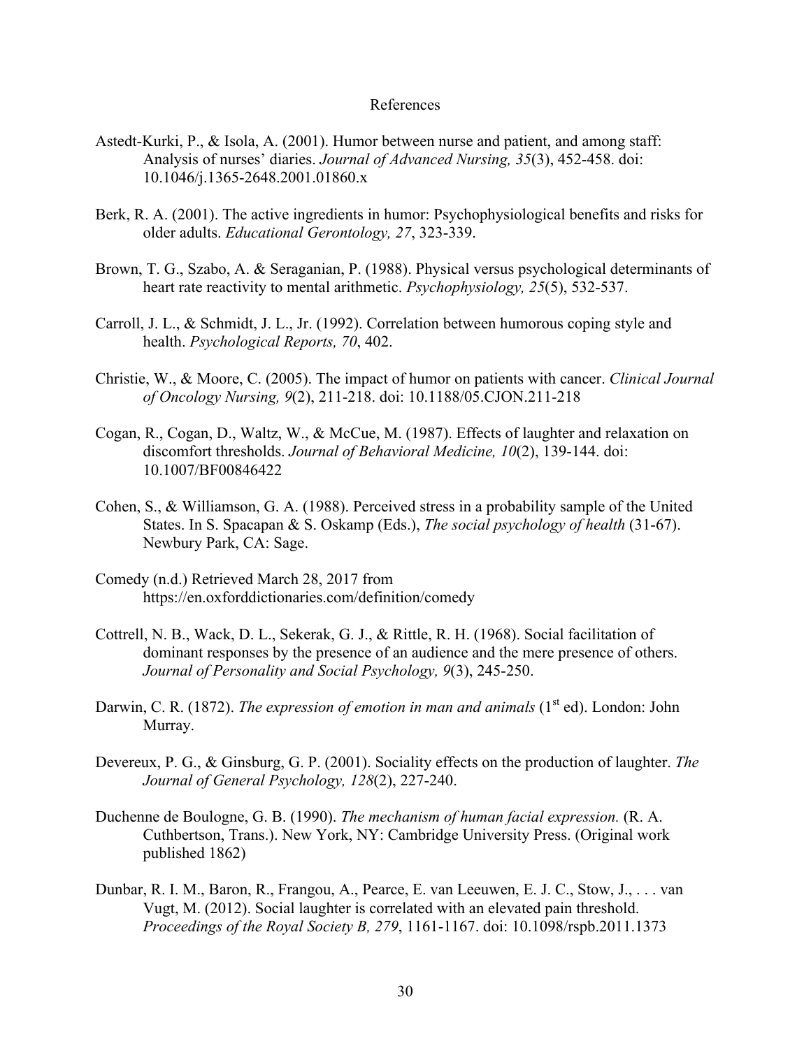# References

Astedt-Kurki, P., & Isola, A. (2001). Humor between nurse and patient, and among staff: Analysis of nurses' diaries. *Journal of Advanced Nursing, 35*(3), 452-458. doi: 10.1046/j.1365-2648.2001.01860.x

Berk, R. A. (2001). The active ingredients in humor: Psychophysiological benefits and risks for older adults. *Educational Gerontology, 27*, 323-339.

Brown, T. G., Szabo, A. & Seraganian, P. (1988). Physical versus psychological determinants of heart rate reactivity to mental arithmetic. *Psychophysiology, 25*(5), 532-537.

Carroll, J. L., & Schmidt, J. L., Jr. (1992). Correlation between humorous coping style and health. *Psychological Reports, 70*, 402.

Christie, W., & Moore, C. (2005). The impact of humor on patients with cancer. *Clinical Journal of Oncology Nursing, 9*(2), 211-218. doi: 10.1188/05.CJON.211-218

Cogan, R., Cogan, D., Waltz, W., & McCue, M. (1987). Effects of laughter and relaxation on discomfort thresholds. *Journal of Behavioral Medicine, 10*(2), 139-144. doi: 10.1007/BF00846422

Cohen, S., & Williamson, G. A. (1988). Perceived stress in a probability sample of the United States. In S. Spacapan & S. Oskamp (Eds.), *The social psychology of health* (31-67). Newbury Park, CA: Sage.

Comedy (n.d.) Retrieved March 28, 2017 from https://en.oxforddictionaries.com/definition/comedy

Cottrell, N. B., Wack, D. L., Sekerak, G. J., & Rittle, R. H. (1968). Social facilitation of dominant responses by the presence of an audience and the mere presence of others. *Journal of Personality and Social Psychology, 9*(3), 245-250.

Darwin, C. R. (1872). *The expression of emotion in man and animals* (1st ed). London: John Murray.

Devereux, P. G., & Ginsburg, G. P. (2001). Sociality effects on the production of laughter. *The Journal of General Psychology, 128*(2), 227-240.

Duchenne de Boulogne, G. B. (1990). *The mechanism of human facial expression.* (R. A. Cuthbertson, Trans.). New York, NY: Cambridge University Press. (Original work published 1862)

Dunbar, R. I. M., Baron, R., Frangou, A., Pearce, E. van Leeuwen, E. J. C., Stow, J., . . . van Vugt, M. (2012). Social laughter is correlated with an elevated pain threshold. *Proceedings of the Royal Society B, 279*, 1161-1167. doi: 10.1098/rspb.2011.1373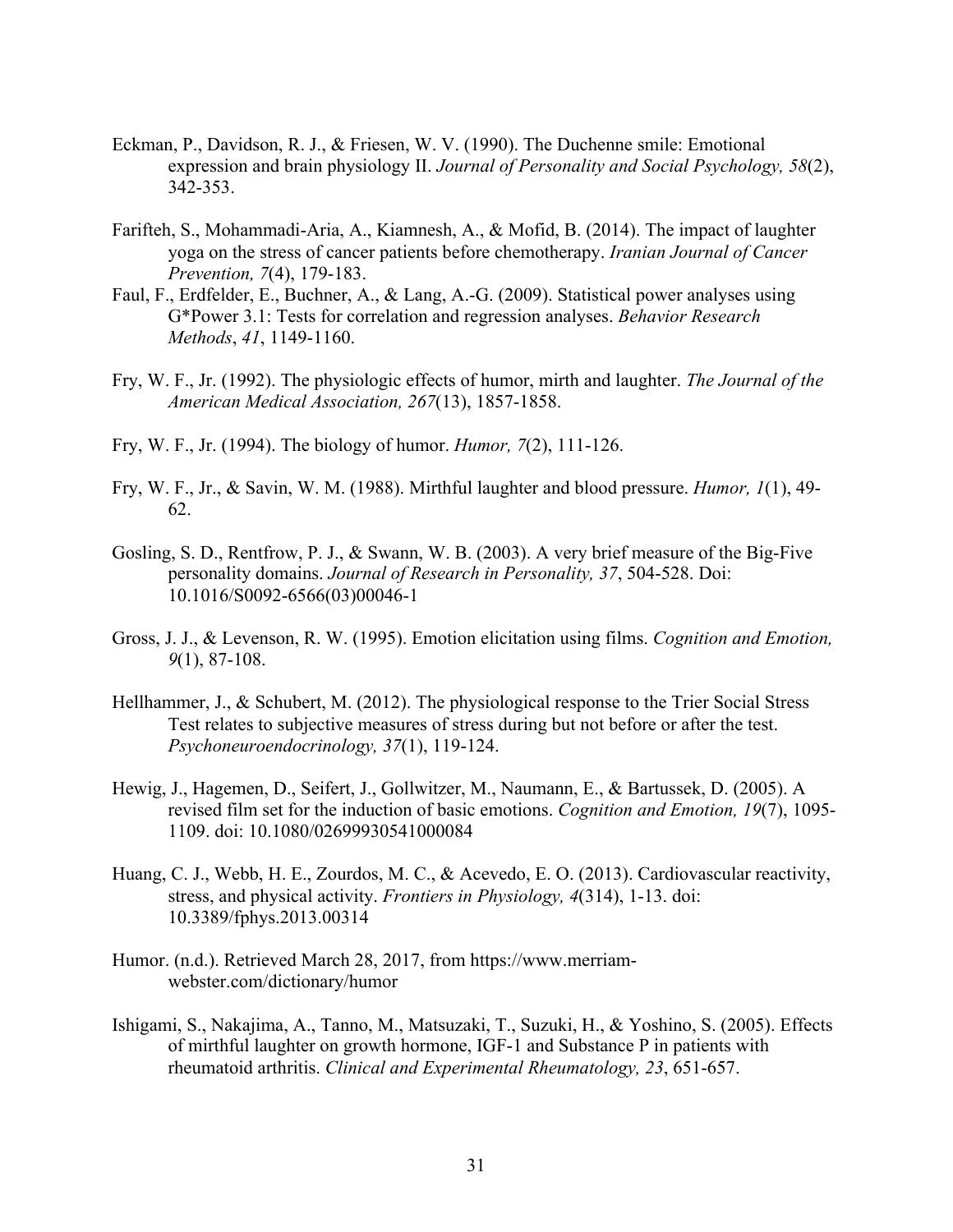Eckman, P., Davidson, R. J., & Friesen, W. V. (1990). The Duchenne smile: Emotional expression and brain physiology II. *Journal of Personality and Social Psychology, 58*(2), 342-353.

Farifteh, S., Mohammadi-Aria, A., Kiamnesh, A., & Mofid, B. (2014). The impact of laughter yoga on the stress of cancer patients before chemotherapy. *Iranian Journal of Cancer Prevention, 7*(4), 179-183.

Faul, F., Erdfelder, E., Buchner, A., & Lang, A.-G. (2009). Statistical power analyses using G*Power 3.1: Tests for correlation and regression analyses. *Behavior Research Methods*, *41*, 1149-1160.

Fry, W. F., Jr. (1992). The physiologic effects of humor, mirth and laughter. *The Journal of the American Medical Association, 267*(13), 1857-1858.

Fry, W. F., Jr. (1994). The biology of humor. *Humor, 7*(2), 111-126.

Fry, W. F., Jr., & Savin, W. M. (1988). Mirthful laughter and blood pressure. *Humor, 1*(1), 49-62.

Gosling, S. D., Rentfrow, P. J., & Swann, W. B. (2003). A very brief measure of the Big-Five personality domains. *Journal of Research in Personality, 37*, 504-528. Doi: 10.1016/S0092-6566(03)00046-1

Gross, J. J., & Levenson, R. W. (1995). Emotion elicitation using films. *Cognition and Emotion, 9*(1), 87-108.

Hellhammer, J., & Schubert, M. (2012). The physiological response to the Trier Social Stress Test relates to subjective measures of stress during but not before or after the test. *Psychoneuroendocrinology, 37*(1), 119-124.

Hewig, J., Hagemen, D., Seifert, J., Gollwitzer, M., Naumann, E., & Bartussek, D. (2005). A revised film set for the induction of basic emotions. *Cognition and Emotion, 19*(7), 1095-1109. doi: 10.1080/02699930541000084

Huang, C. J., Webb, H. E., Zourdos, M. C., & Acevedo, E. O. (2013). Cardiovascular reactivity, stress, and physical activity. *Frontiers in Physiology, 4*(314), 1-13. doi: 10.3389/fphys.2013.00314

Humor. (n.d.). Retrieved March 28, 2017, from https://www.merriam-webster.com/dictionary/humor

Ishigami, S., Nakajima, A., Tanno, M., Matsuzaki, T., Suzuki, H., & Yoshino, S. (2005). Effects of mirthful laughter on growth hormone, IGF-1 and Substance P in patients with rheumatoid arthritis. *Clinical and Experimental Rheumatology, 23*, 651-657.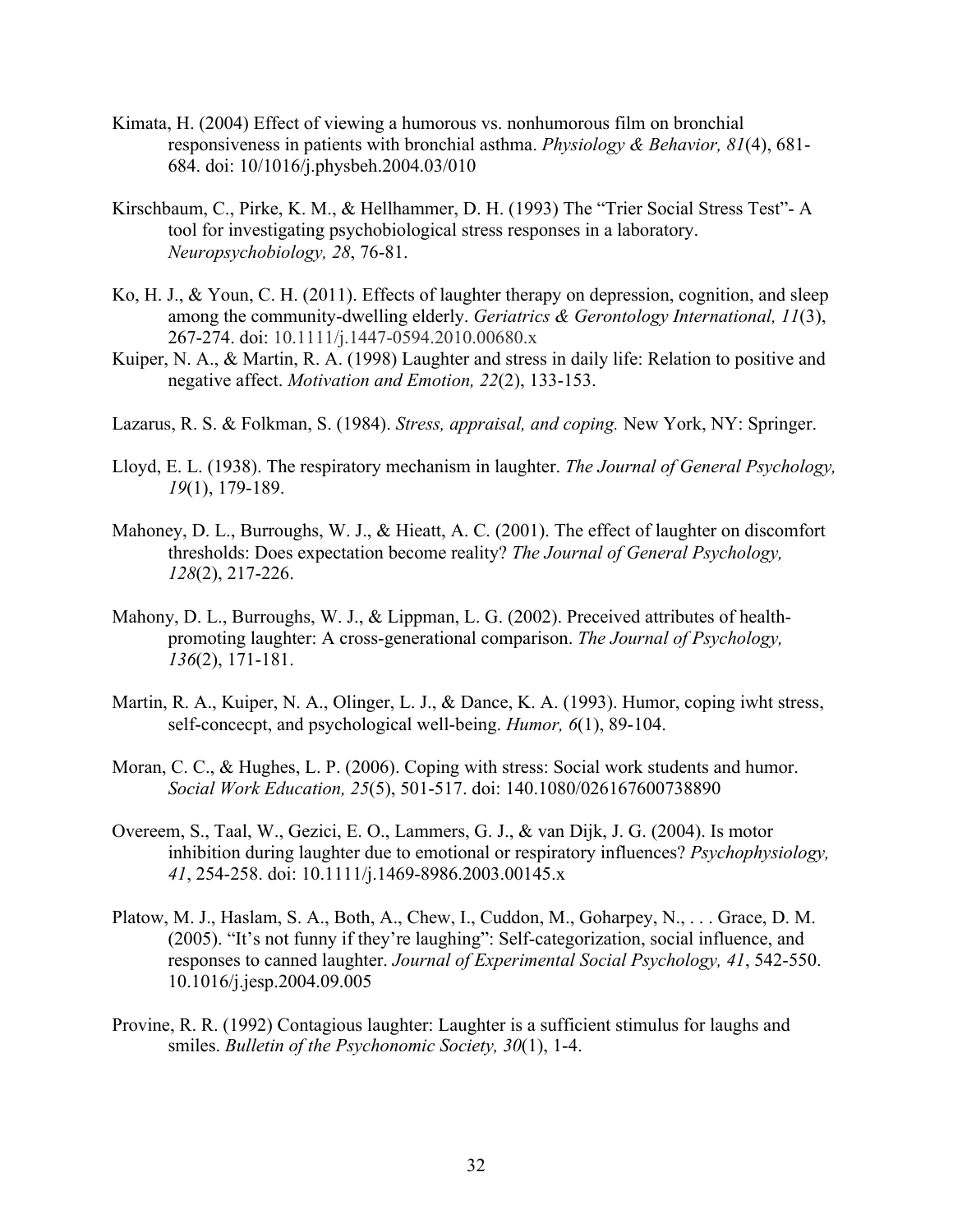Kimata, H. (2004) Effect of viewing a humorous vs. nonhumorous film on bronchial responsiveness in patients with bronchial asthma. *Physiology & Behavior, 81*(4), 681-684. doi: 10/1016/j.physbeh.2004.03/010

Kirschbaum, C., Pirke, K. M., & Hellhammer, D. H. (1993) The "Trier Social Stress Test"- A tool for investigating psychobiological stress responses in a laboratory. *Neuropsychobiology, 28*, 76-81.

Ko, H. J., & Youn, C. H. (2011). Effects of laughter therapy on depression, cognition, and sleep among the community-dwelling elderly. *Geriatrics & Gerontology International, 11*(3), 267-274. doi: 10.1111/j.1447-0594.2010.00680.x

Kuiper, N. A., & Martin, R. A. (1998) Laughter and stress in daily life: Relation to positive and negative affect. *Motivation and Emotion, 22*(2), 133-153.

Lazarus, R. S. & Folkman, S. (1984). *Stress, appraisal, and coping.* New York, NY: Springer.

Lloyd, E. L. (1938). The respiratory mechanism in laughter. *The Journal of General Psychology, 19*(1), 179-189.

Mahoney, D. L., Burroughs, W. J., & Hieatt, A. C. (2001). The effect of laughter on discomfort thresholds: Does expectation become reality? *The Journal of General Psychology, 128*(2), 217-226.

Mahony, D. L., Burroughs, W. J., & Lippman, L. G. (2002). Preceived attributes of health-promoting laughter: A cross-generational comparison. *The Journal of Psychology, 136*(2), 171-181.

Martin, R. A., Kuiper, N. A., Olinger, L. J., & Dance, K. A. (1993). Humor, coping iwht stress, self-concecpt, and psychological well-being. *Humor, 6*(1), 89-104.

Moran, C. C., & Hughes, L. P. (2006). Coping with stress: Social work students and humor. *Social Work Education, 25*(5), 501-517. doi: 140.1080/026167600738890

Overeem, S., Taal, W., Gezici, E. O., Lammers, G. J., & van Dijk, J. G. (2004). Is motor inhibition during laughter due to emotional or respiratory influences? *Psychophysiology, 41*, 254-258. doi: 10.1111/j.1469-8986.2003.00145.x

Platow, M. J., Haslam, S. A., Both, A., Chew, I., Cuddon, M., Goharpey, N., . . . Grace, D. M. (2005). "It's not funny if they're laughing": Self-categorization, social influence, and responses to canned laughter. *Journal of Experimental Social Psychology, 41*, 542-550. 10.1016/j.jesp.2004.09.005

Provine, R. R. (1992) Contagious laughter: Laughter is a sufficient stimulus for laughs and smiles. *Bulletin of the Psychonomic Society, 30*(1), 1-4.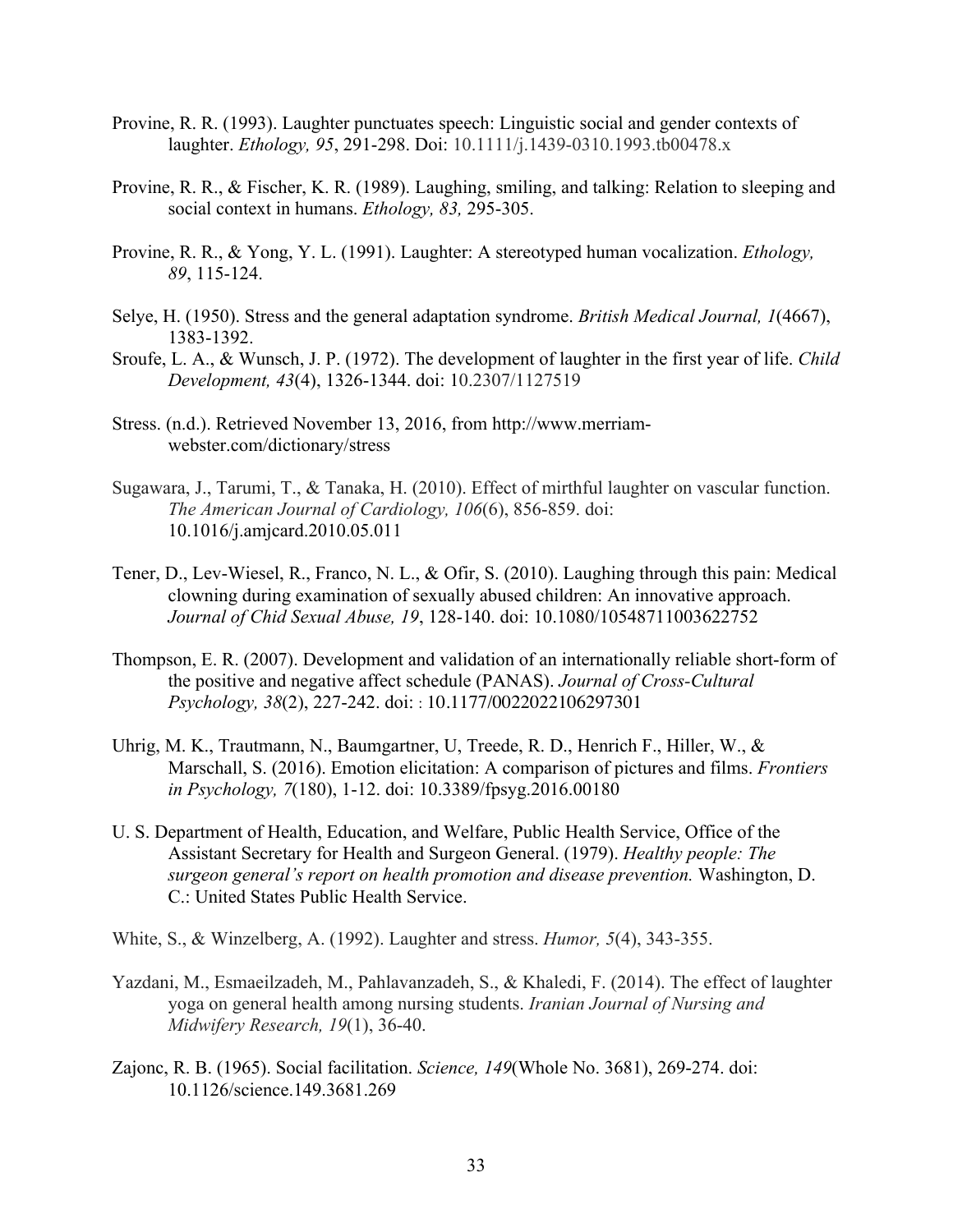Provine, R. R. (1993). Laughter punctuates speech: Linguistic social and gender contexts of laughter. *Ethology, 95*, 291-298. Doi: 10.1111/j.1439-0310.1993.tb00478.x

Provine, R. R., & Fischer, K. R. (1989). Laughing, smiling, and talking: Relation to sleeping and social context in humans. *Ethology, 83,* 295-305.

Provine, R. R., & Yong, Y. L. (1991). Laughter: A stereotyped human vocalization. *Ethology, 89*, 115-124.

Selye, H. (1950). Stress and the general adaptation syndrome. *British Medical Journal, 1*(4667), 1383-1392.

Sroufe, L. A., & Wunsch, J. P. (1972). The development of laughter in the first year of life. *Child Development, 43*(4), 1326-1344. doi: 10.2307/1127519

Stress. (n.d.). Retrieved November 13, 2016, from http://www.merriam-webster.com/dictionary/stress

Sugawara, J., Tarumi, T., & Tanaka, H. (2010). Effect of mirthful laughter on vascular function. *The American Journal of Cardiology, 106*(6), 856-859. doi: 10.1016/j.amjcard.2010.05.011

Tener, D., Lev-Wiesel, R., Franco, N. L., & Ofir, S. (2010). Laughing through this pain: Medical clowning during examination of sexually abused children: An innovative approach. *Journal of Chid Sexual Abuse, 19*, 128-140. doi: 10.1080/10548711003622752

Thompson, E. R. (2007). Development and validation of an internationally reliable short-form of the positive and negative affect schedule (PANAS). *Journal of Cross-Cultural Psychology, 38*(2), 227-242. doi: : 10.1177/0022022106297301

Uhrig, M. K., Trautmann, N., Baumgartner, U, Treede, R. D., Henrich F., Hiller, W., & Marschall, S. (2016). Emotion elicitation: A comparison of pictures and films. *Frontiers in Psychology, 7*(180), 1-12. doi: 10.3389/fpsyg.2016.00180

U. S. Department of Health, Education, and Welfare, Public Health Service, Office of the Assistant Secretary for Health and Surgeon General. (1979). *Healthy people: The surgeon general's report on health promotion and disease prevention.* Washington, D. C.: United States Public Health Service.

White, S., & Winzelberg, A. (1992). Laughter and stress. *Humor, 5*(4), 343-355.

Yazdani, M., Esmaeilzadeh, M., Pahlavanzadeh, S., & Khaledi, F. (2014). The effect of laughter yoga on general health among nursing students. *Iranian Journal of Nursing and Midwifery Research, 19*(1), 36-40.

Zajonc, R. B. (1965). Social facilitation. *Science, 149*(Whole No. 3681), 269-274. doi: 10.1126/science.149.3681.269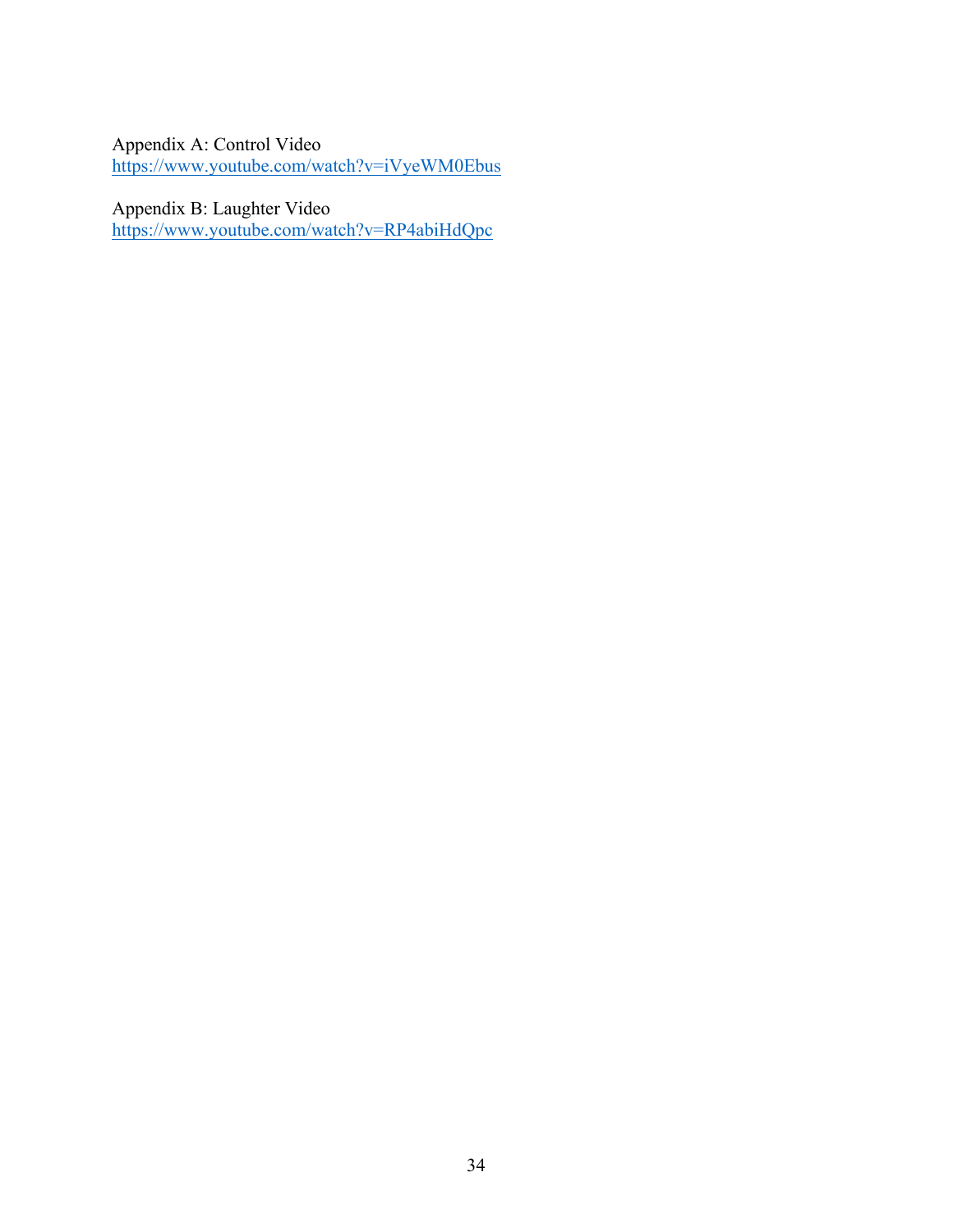Appendix A: Control Video
https://www.youtube.com/watch?v=iVyeWM0Ebus

Appendix B: Laughter Video
https://www.youtube.com/watch?v=RP4abiHdQpc